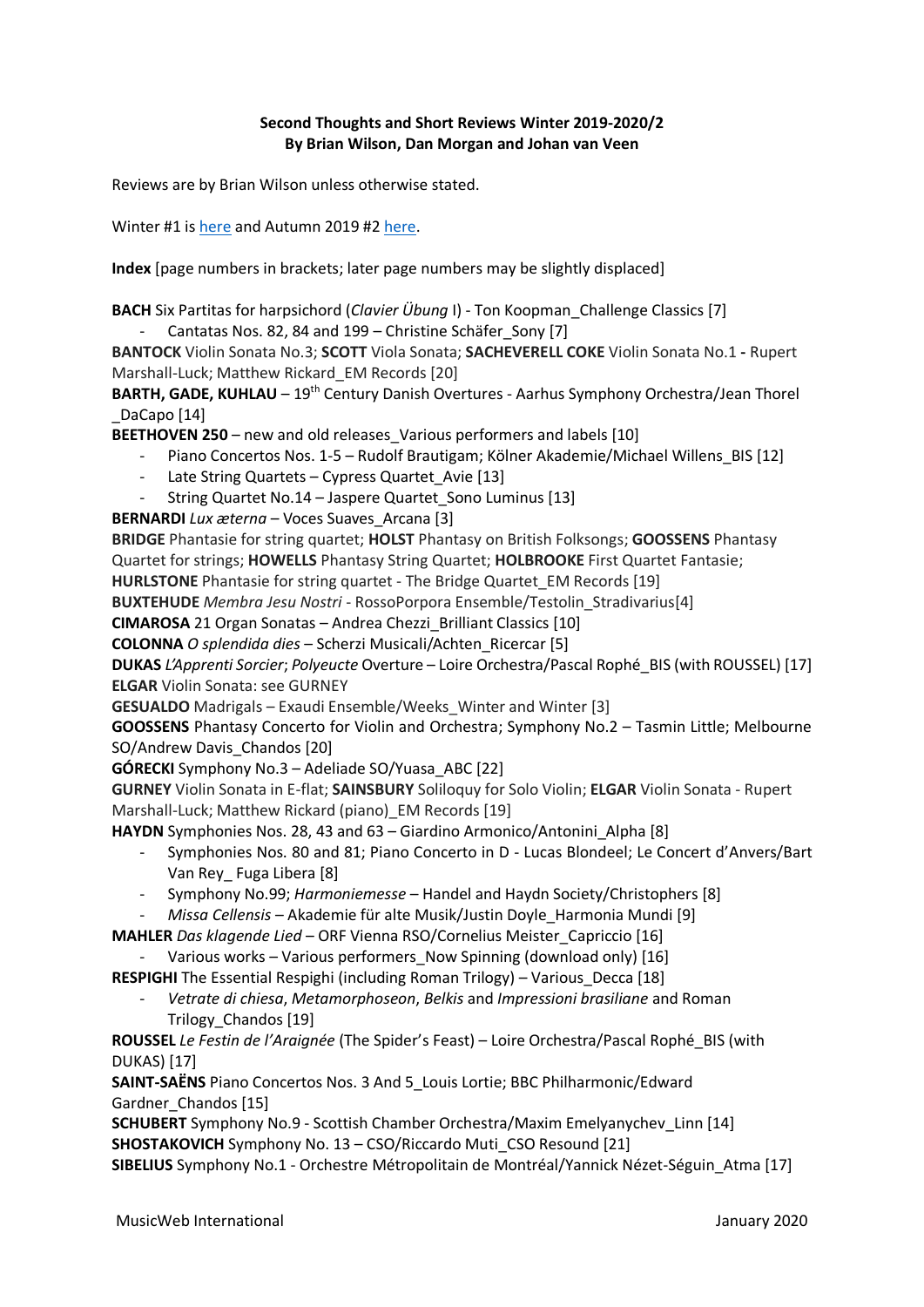**Second Thoughts and Short Reviews Winter 2019-2020/2**
**By Brian Wilson, Dan Morgan and Johan van Veen**

Reviews are by Brian Wilson unless otherwise stated.

Winter #1 is here and Autumn 2019 #2 here.

**Index** [page numbers in brackets; later page numbers may be slightly displaced]

**BACH** Six Partitas for harpsichord (*Clavier Übung* I) - Ton Koopman_Challenge Classics [7]

- Cantatas Nos. 82, 84 and 199 – Christine Schäfer_Sony [7]

**BANTOCK** Violin Sonata No.3; **SCOTT** Viola Sonata; **SACHEVERELL COKE** Violin Sonata No.1 - Rupert Marshall-Luck; Matthew Rickard_EM Records [20]

**BARTH, GADE, KUHLAU** – 19th Century Danish Overtures - Aarhus Symphony Orchestra/Jean Thorel _DaCapo [14]

**BEETHOVEN 250** – new and old releases_Various performers and labels [10]

- Piano Concertos Nos. 1-5 – Rudolf Brautigam; Kölner Akademie/Michael Willens_BIS [12]
- Late String Quartets – Cypress Quartet_Avie [13]
- String Quartet No.14 – Jaspere Quartet_Sono Luminus [13]

**BERNARDI** *Lux æterna* – Voces Suaves_Arcana [3]

**BRIDGE** Phantasie for string quartet; **HOLST** Phantasy on British Folksongs; **GOOSSENS** Phantasy Quartet for strings; **HOWELLS** Phantasy String Quartet; **HOLBROOKE** First Quartet Fantasie; **HURLSTONE** Phantasie for string quartet - The Bridge Quartet_EM Records [19]

**BUXTEHUDE** *Membra Jesu Nostri* - RossoPorpora Ensemble/Testolin_Stradivarius[4]

**CIMAROSA** 21 Organ Sonatas – Andrea Chezzi_Brilliant Classics [10]

**COLONNA** *O splendida dies* – Scherzi Musicali/Achten_Ricercar [5]

**DUKAS** *L'Apprenti Sorcier*; *Polyeucte* Overture – Loire Orchestra/Pascal Rophé_BIS (with ROUSSEL) [17]

**ELGAR** Violin Sonata: see GURNEY

**GESUALDO** Madrigals – Exaudi Ensemble/Weeks_Winter and Winter [3]

**GOOSSENS** Phantasy Concerto for Violin and Orchestra; Symphony No.2 – Tasmin Little; Melbourne SO/Andrew Davis_Chandos [20]

**GÓRECKI** Symphony No.3 – Adeliade SO/Yuasa_ABC [22]

**GURNEY** Violin Sonata in E-flat; **SAINSBURY** Soliloquy for Solo Violin; **ELGAR** Violin Sonata - Rupert Marshall-Luck; Matthew Rickard (piano)_EM Records [19]

**HAYDN** Symphonies Nos. 28, 43 and 63 – Giardino Armonico/Antonini_Alpha [8]

- Symphonies Nos. 80 and 81; Piano Concerto in D - Lucas Blondeel; Le Concert d'Anvers/Bart Van Rey_ Fuga Libera [8]
- Symphony No.99; *Harmoniemesse* – Handel and Haydn Society/Christophers [8]
- *Missa Cellensis* – Akademie für alte Musik/Justin Doyle_Harmonia Mundi [9]

**MAHLER** *Das klagende Lied* – ORF Vienna RSO/Cornelius Meister_Capriccio [16]

- Various works – Various performers_Now Spinning (download only) [16]

**RESPIGHI** The Essential Respighi (including Roman Trilogy) – Various_Decca [18]

- *Vetrate di chiesa*, *Metamorphoseon*, *Belkis* and *Impressioni brasiliane* and Roman Trilogy_Chandos [19]

**ROUSSEL** *Le Festin de l'Araignée* (The Spider's Feast) – Loire Orchestra/Pascal Rophé_BIS (with DUKAS) [17]

**SAINT-SAËNS** Piano Concertos Nos. 3 And 5_Louis Lortie; BBC Philharmonic/Edward Gardner_Chandos [15]

**SCHUBERT** Symphony No.9 - Scottish Chamber Orchestra/Maxim Emelyanychev_Linn [14]

**SHOSTAKOVICH** Symphony No. 13 – CSO/Riccardo Muti_CSO Resound [21]

**SIBELIUS** Symphony No.1 - Orchestre Métropolitain de Montréal/Yannick Nézet-Séguin_Atma [17]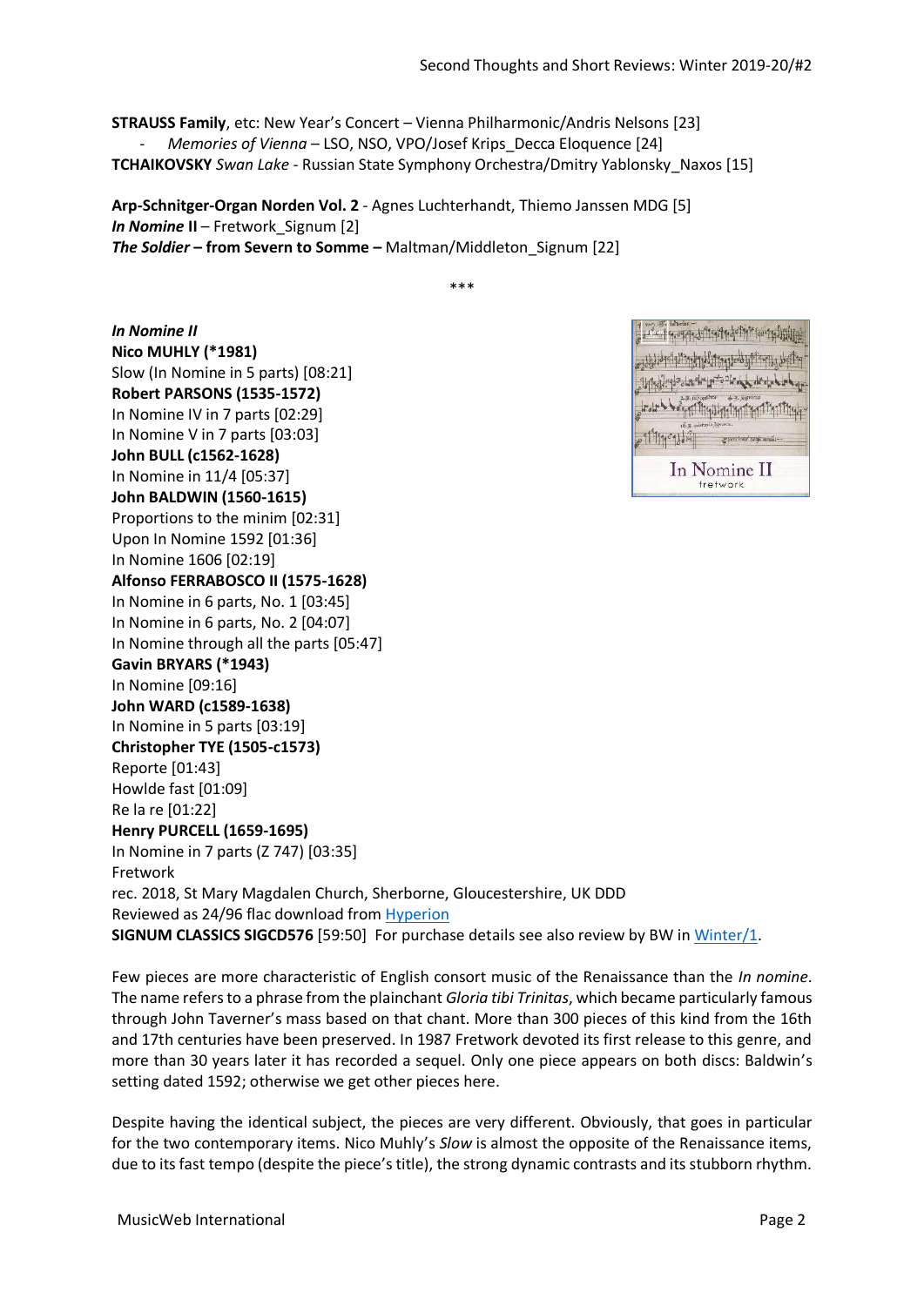**STRAUSS Family**, etc: New Year's Concert – Vienna Philharmonic/Andris Nelsons [23]

- *Memories of Vienna* – LSO, NSO, VPO/Josef Krips_Decca Eloquence [24]

**TCHAIKOVSKY** *Swan Lake* - Russian State Symphony Orchestra/Dmitry Yablonsky_Naxos [15]

**Arp-Schnitger-Organ Norden Vol. 2** - Agnes Luchterhandt, Thiemo Janssen MDG [5]
***In Nomine* II** – Fretwork_Signum [2]
***The Soldier* – from Severn to Somme –** Maltman/Middleton_Signum [22]

\*\*\*

***In Nomine II***
**Nico MUHLY (\*1981)**
Slow (In Nomine in 5 parts) [08:21]
**Robert PARSONS (1535-1572)**
In Nomine IV in 7 parts [02:29]
In Nomine V in 7 parts [03:03]
**John BULL (c1562-1628)**
In Nomine in 11/4 [05:37]
**John BALDWIN (1560-1615)**
Proportions to the minim [02:31]
Upon In Nomine 1592 [01:36]
In Nomine 1606 [02:19]
**Alfonso FERRABOSCO II (1575-1628)**
In Nomine in 6 parts, No. 1 [03:45]
In Nomine in 6 parts, No. 2 [04:07]
In Nomine through all the parts [05:47]
**Gavin BRYARS (\*1943)**
In Nomine [09:16]
**John WARD (c1589-1638)**
In Nomine in 5 parts [03:19]
**Christopher TYE (1505-c1573)**
Reporte [01:43]
Howlde fast [01:09]
Re la re [01:22]
**Henry PURCELL (1659-1695)**
In Nomine in 7 parts (Z 747) [03:35]
Fretwork
rec. 2018, St Mary Magdalen Church, Sherborne, Gloucestershire, UK DDD
Reviewed as 24/96 flac download from Hyperion
**SIGNUM CLASSICS SIGCD576** [59:50] For purchase details see also review by BW in Winter/1.

Few pieces are more characteristic of English consort music of the Renaissance than the *In nomine*. The name refers to a phrase from the plainchant *Gloria tibi Trinitas*, which became particularly famous through John Taverner's mass based on that chant. More than 300 pieces of this kind from the 16th and 17th centuries have been preserved. In 1987 Fretwork devoted its first release to this genre, and more than 30 years later it has recorded a sequel. Only one piece appears on both discs: Baldwin's setting dated 1592; otherwise we get other pieces here.

Despite having the identical subject, the pieces are very different. Obviously, that goes in particular for the two contemporary items. Nico Muhly's *Slow* is almost the opposite of the Renaissance items, due to its fast tempo (despite the piece's title), the strong dynamic contrasts and its stubborn rhythm.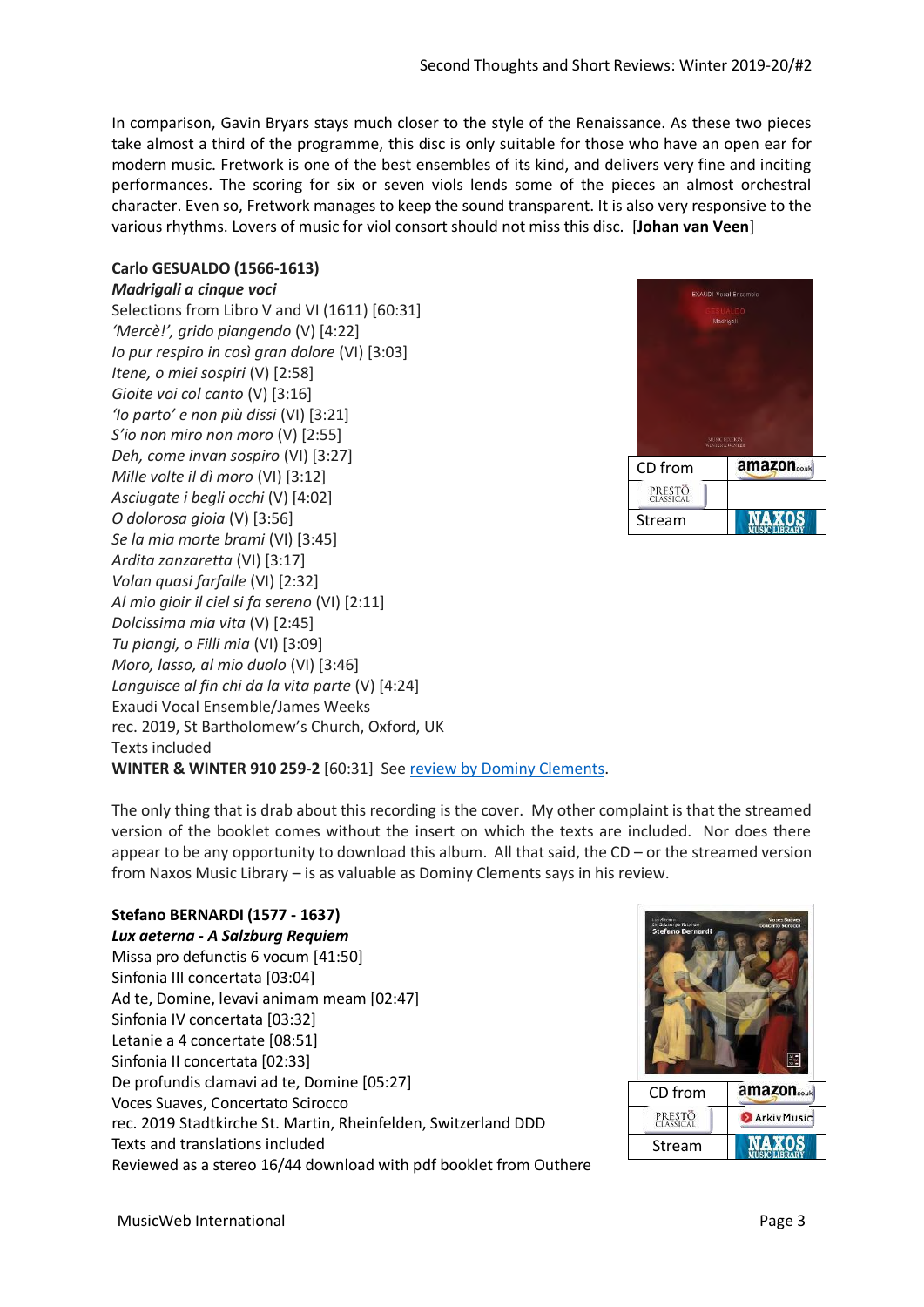In comparison, Gavin Bryars stays much closer to the style of the Renaissance. As these two pieces take almost a third of the programme, this disc is only suitable for those who have an open ear for modern music. Fretwork is one of the best ensembles of its kind, and delivers very fine and inciting performances. The scoring for six or seven viols lends some of the pieces an almost orchestral character. Even so, Fretwork manages to keep the sound transparent. It is also very responsive to the various rhythms. Lovers of music for viol consort should not miss this disc. [**Johan van Veen**]

**Carlo GESUALDO (1566-1613)**
***Madrigali a cinque voci***
Selections from Libro V and VI (1611) [60:31]
*'Mercè!', grido piangendo* (V) [4:22]
*Io pur respiro in così gran dolore* (VI) [3:03]
*Itene, o miei sospiri* (V) [2:58]
*Gioite voi col canto* (V) [3:16]
*'Io parto' e non più dissi* (VI) [3:21]
*S'io non miro non moro* (V) [2:55]
*Deh, come invan sospiro* (VI) [3:27]
*Mille volte il dì moro* (VI) [3:12]
*Asciugate i begli occhi* (V) [4:02]
*O dolorosa gioia* (V) [3:56]
*Se la mia morte brami* (VI) [3:45]
*Ardita zanzaretta* (VI) [3:17]
*Volan quasi farfalle* (VI) [2:32]
*Al mio gioir il ciel si fa sereno* (VI) [2:11]
*Dolcissima mia vita* (V) [2:45]
*Tu piangi, o Filli mia* (VI) [3:09]
*Moro, lasso, al mio duolo* (VI) [3:46]
*Languisce al fin chi da la vita parte* (V) [4:24]
Exaudi Vocal Ensemble/James Weeks
rec. 2019, St Bartholomew's Church, Oxford, UK
Texts included
**WINTER & WINTER 910 259-2** [60:31] See review by Dominy Clements.

| | |
|---|---|
| CD from | amazon.co.uk |
| PRESTO CLASSICAL | |
| Stream | NAXOS MUSIC LIBRARY |

The only thing that is drab about this recording is the cover. My other complaint is that the streamed version of the booklet comes without the insert on which the texts are included. Nor does there appear to be any opportunity to download this album. All that said, the CD – or the streamed version from Naxos Music Library – is as valuable as Dominy Clements says in his review.

**Stefano BERNARDI (1577 - 1637)**
***Lux aeterna - A Salzburg Requiem***
Missa pro defunctis 6 vocum [41:50]
Sinfonia III concertata [03:04]
Ad te, Domine, levavi animam meam [02:47]
Sinfonia IV concertata [03:32]
Letanie a 4 concertate [08:51]
Sinfonia II concertata [02:33]
De profundis clamavi ad te, Domine [05:27]
Voces Suaves, Concertato Scirocco
rec. 2019 Stadtkirche St. Martin, Rheinfelden, Switzerland DDD
Texts and translations included
Reviewed as a stereo 16/44 download with pdf booklet from Outhere

| | |
|---|---|
| CD from | amazon.co.uk |
| PRESTO CLASSICAL | ArkivMusic |
| Stream | NAXOS MUSIC LIBRARY |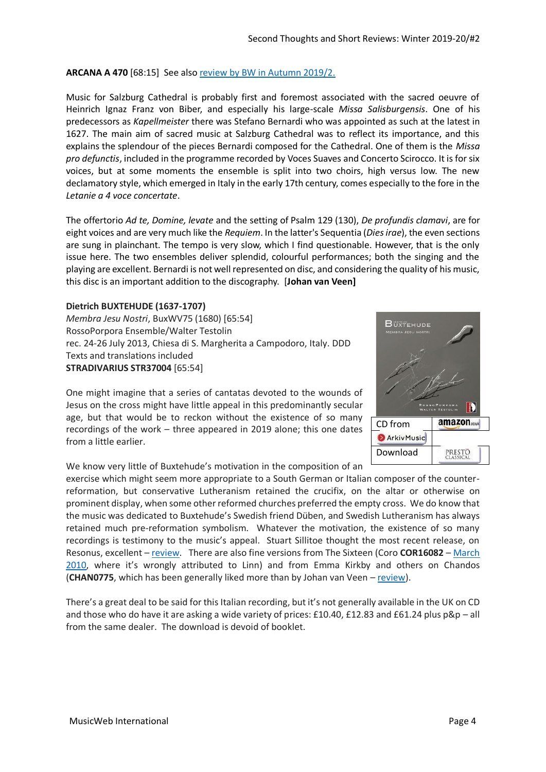**ARCANA A 470** [68:15] See also review by BW in Autumn 2019/2.

Music for Salzburg Cathedral is probably first and foremost associated with the sacred oeuvre of Heinrich Ignaz Franz von Biber, and especially his large-scale *Missa Salisburgensis*. One of his predecessors as *Kapellmeister* there was Stefano Bernardi who was appointed as such at the latest in 1627. The main aim of sacred music at Salzburg Cathedral was to reflect its importance, and this explains the splendour of the pieces Bernardi composed for the Cathedral. One of them is the *Missa pro defunctis*, included in the programme recorded by Voces Suaves and Concerto Scirocco. It is for six voices, but at some moments the ensemble is split into two choirs, high versus low. The new declamatory style, which emerged in Italy in the early 17th century, comes especially to the fore in the *Letanie a 4 voce concertate*.

The offertorio *Ad te, Domine, levate* and the setting of Psalm 129 (130), *De profundis clamavi*, are for eight voices and are very much like the *Requiem*. In the latter's Sequentia (*Dies irae*), the even sections are sung in plainchant. The tempo is very slow, which I find questionable. However, that is the only issue here. The two ensembles deliver splendid, colourful performances; both the singing and the playing are excellent. Bernardi is not well represented on disc, and considering the quality of his music, this disc is an important addition to the discography. [**Johan van Veen]**

**Dietrich BUXTEHUDE (1637-1707)**
*Membra Jesu Nostri*, BuxWV75 (1680) [65:54]
RossoPorpora Ensemble/Walter Testolin
rec. 24-26 July 2013, Chiesa di S. Margherita a Campodoro, Italy. DDD
Texts and translations included
**STRADIVARIUS STR37004** [65:54]

| CD from | amazon.co.uk |
|---|---|
| ArkivMusic | |
| Download | PRESTO CLASSICAL |

One might imagine that a series of cantatas devoted to the wounds of Jesus on the cross might have little appeal in this predominantly secular age, but that would be to reckon without the existence of so many recordings of the work – three appeared in 2019 alone; this one dates from a little earlier.

We know very little of Buxtehude's motivation in the composition of an exercise which might seem more appropriate to a South German or Italian composer of the counter-reformation, but conservative Lutheranism retained the crucifix, on the altar or otherwise on prominent display, when some other reformed churches preferred the empty cross. We do know that the music was dedicated to Buxtehude's Swedish friend Düben, and Swedish Lutheranism has always retained much pre-reformation symbolism. Whatever the motivation, the existence of so many recordings is testimony to the music's appeal. Stuart Sillitoe thought the most recent release, on Resonus, excellent – review. There are also fine versions from The Sixteen (Coro **COR16082** – March 2010, where it's wrongly attributed to Linn) and from Emma Kirkby and others on Chandos (**CHAN0775**, which has been generally liked more than by Johan van Veen – review).

There's a great deal to be said for this Italian recording, but it's not generally available in the UK on CD and those who do have it are asking a wide variety of prices: £10.40, £12.83 and £61.24 plus p&p – all from the same dealer. The download is devoid of booklet.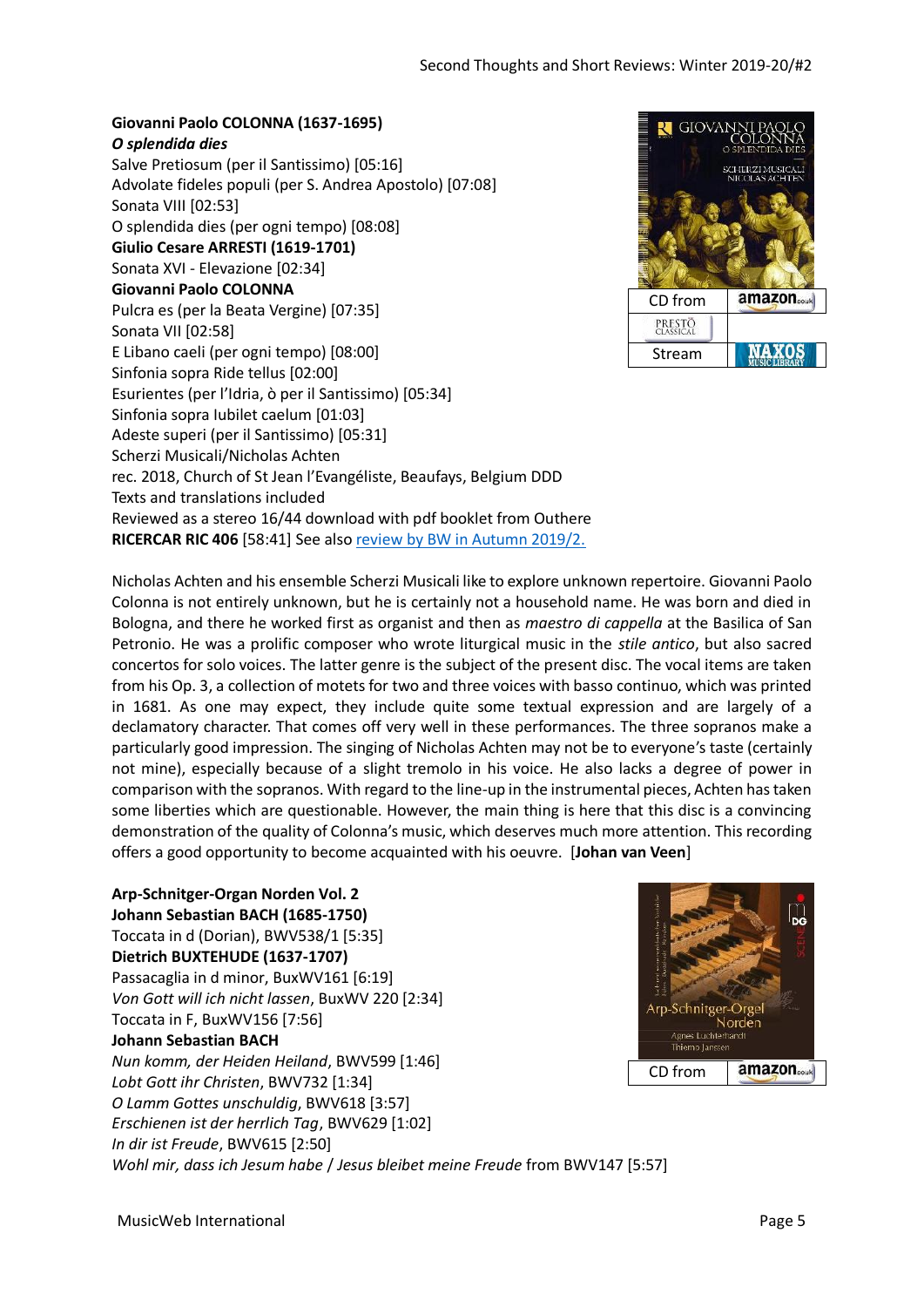**Giovanni Paolo COLONNA (1637-1695)**
***O splendida dies***
Salve Pretiosum (per il Santissimo) [05:16]
Advolate fideles populi (per S. Andrea Apostolo) [07:08]
Sonata VIII [02:53]
O splendida dies (per ogni tempo) [08:08]
**Giulio Cesare ARRESTI (1619-1701)**
Sonata XVI - Elevazione [02:34]
**Giovanni Paolo COLONNA**
Pulcra es (per la Beata Vergine) [07:35]
Sonata VII [02:58]
E Libano caeli (per ogni tempo) [08:00]
Sinfonia sopra Ride tellus [02:00]
Esurientes (per l'Idria, ò per il Santissimo) [05:34]
Sinfonia sopra Iubilet caelum [01:03]
Adeste superi (per il Santissimo) [05:31]
Scherzi Musicali/Nicholas Achten
rec. 2018, Church of St Jean l'Evangéliste, Beaufays, Belgium DDD
Texts and translations included
Reviewed as a stereo 16/44 download with pdf booklet from Outhere
**RICERCAR RIC 406** [58:41] See also review by BW in Autumn 2019/2.

| | |
|---|---|
| CD from | amazon.co.uk |
| PRESTO CLASSICAL | |
| Stream | NAXOS MUSIC LIBRARY |

Nicholas Achten and his ensemble Scherzi Musicali like to explore unknown repertoire. Giovanni Paolo Colonna is not entirely unknown, but he is certainly not a household name. He was born and died in Bologna, and there he worked first as organist and then as *maestro di cappella* at the Basilica of San Petronio. He was a prolific composer who wrote liturgical music in the *stile antico*, but also sacred concertos for solo voices. The latter genre is the subject of the present disc. The vocal items are taken from his Op. 3, a collection of motets for two and three voices with basso continuo, which was printed in 1681. As one may expect, they include quite some textual expression and are largely of a declamatory character. That comes off very well in these performances. The three sopranos make a particularly good impression. The singing of Nicholas Achten may not be to everyone's taste (certainly not mine), especially because of a slight tremolo in his voice. He also lacks a degree of power in comparison with the sopranos. With regard to the line-up in the instrumental pieces, Achten has taken some liberties which are questionable. However, the main thing is here that this disc is a convincing demonstration of the quality of Colonna's music, which deserves much more attention. This recording offers a good opportunity to become acquainted with his oeuvre. [**Johan van Veen**]

**Arp-Schnitger-Organ Norden Vol. 2**
**Johann Sebastian BACH (1685-1750)**
Toccata in d (Dorian), BWV538/1 [5:35]
**Dietrich BUXTEHUDE (1637-1707)**
Passacaglia in d minor, BuxWV161 [6:19]
*Von Gott will ich nicht lassen*, BuxWV 220 [2:34]
Toccata in F, BuxWV156 [7:56]
**Johann Sebastian BACH**
*Nun komm, der Heiden Heiland*, BWV599 [1:46]
*Lobt Gott ihr Christen*, BWV732 [1:34]
*O Lamm Gottes unschuldig*, BWV618 [3:57]
*Erschienen ist der herrlich Tag*, BWV629 [1:02]
*In dir ist Freude*, BWV615 [2:50]
*Wohl mir, dass ich Jesum habe / Jesus bleibet meine Freude* from BWV147 [5:57]

| | |
|---|---|
| CD from | amazon.co.uk |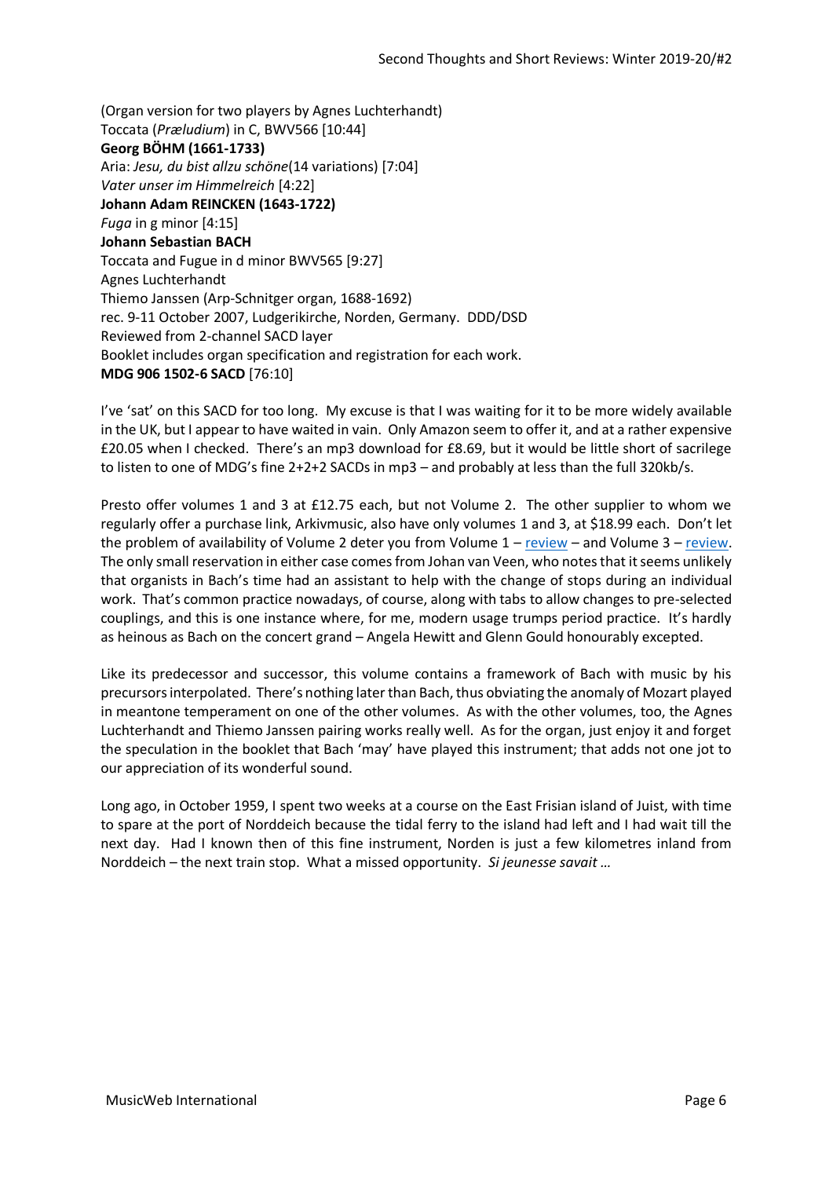(Organ version for two players by Agnes Luchterhandt)
Toccata (*Præludium*) in C, BWV566 [10:44]
**Georg BÖHM (1661-1733)**
Aria: *Jesu, du bist allzu schöne*(14 variations) [7:04]
*Vater unser im Himmelreich* [4:22]
**Johann Adam REINCKEN (1643-1722)**
*Fuga* in g minor [4:15]
**Johann Sebastian BACH**
Toccata and Fugue in d minor BWV565 [9:27]
Agnes Luchterhandt
Thiemo Janssen (Arp-Schnitger organ, 1688-1692)
rec. 9-11 October 2007, Ludgerikirche, Norden, Germany. DDD/DSD
Reviewed from 2-channel SACD layer
Booklet includes organ specification and registration for each work.
**MDG 906 1502-6 SACD** [76:10]

I've 'sat' on this SACD for too long. My excuse is that I was waiting for it to be more widely available in the UK, but I appear to have waited in vain. Only Amazon seem to offer it, and at a rather expensive £20.05 when I checked. There's an mp3 download for £8.69, but it would be little short of sacrilege to listen to one of MDG's fine 2+2+2 SACDs in mp3 – and probably at less than the full 320kb/s.

Presto offer volumes 1 and 3 at £12.75 each, but not Volume 2. The other supplier to whom we regularly offer a purchase link, Arkivmusic, also have only volumes 1 and 3, at $18.99 each. Don't let the problem of availability of Volume 2 deter you from Volume 1 – review – and Volume 3 – review. The only small reservation in either case comes from Johan van Veen, who notes that it seems unlikely that organists in Bach's time had an assistant to help with the change of stops during an individual work. That's common practice nowadays, of course, along with tabs to allow changes to pre-selected couplings, and this is one instance where, for me, modern usage trumps period practice. It's hardly as heinous as Bach on the concert grand – Angela Hewitt and Glenn Gould honourably excepted.

Like its predecessor and successor, this volume contains a framework of Bach with music by his precursors interpolated. There's nothing later than Bach, thus obviating the anomaly of Mozart played in meantone temperament on one of the other volumes. As with the other volumes, too, the Agnes Luchterhandt and Thiemo Janssen pairing works really well. As for the organ, just enjoy it and forget the speculation in the booklet that Bach 'may' have played this instrument; that adds not one jot to our appreciation of its wonderful sound.

Long ago, in October 1959, I spent two weeks at a course on the East Frisian island of Juist, with time to spare at the port of Norddeich because the tidal ferry to the island had left and I had wait till the next day. Had I known then of this fine instrument, Norden is just a few kilometres inland from Norddeich – the next train stop. What a missed opportunity. *Si jeunesse savait …*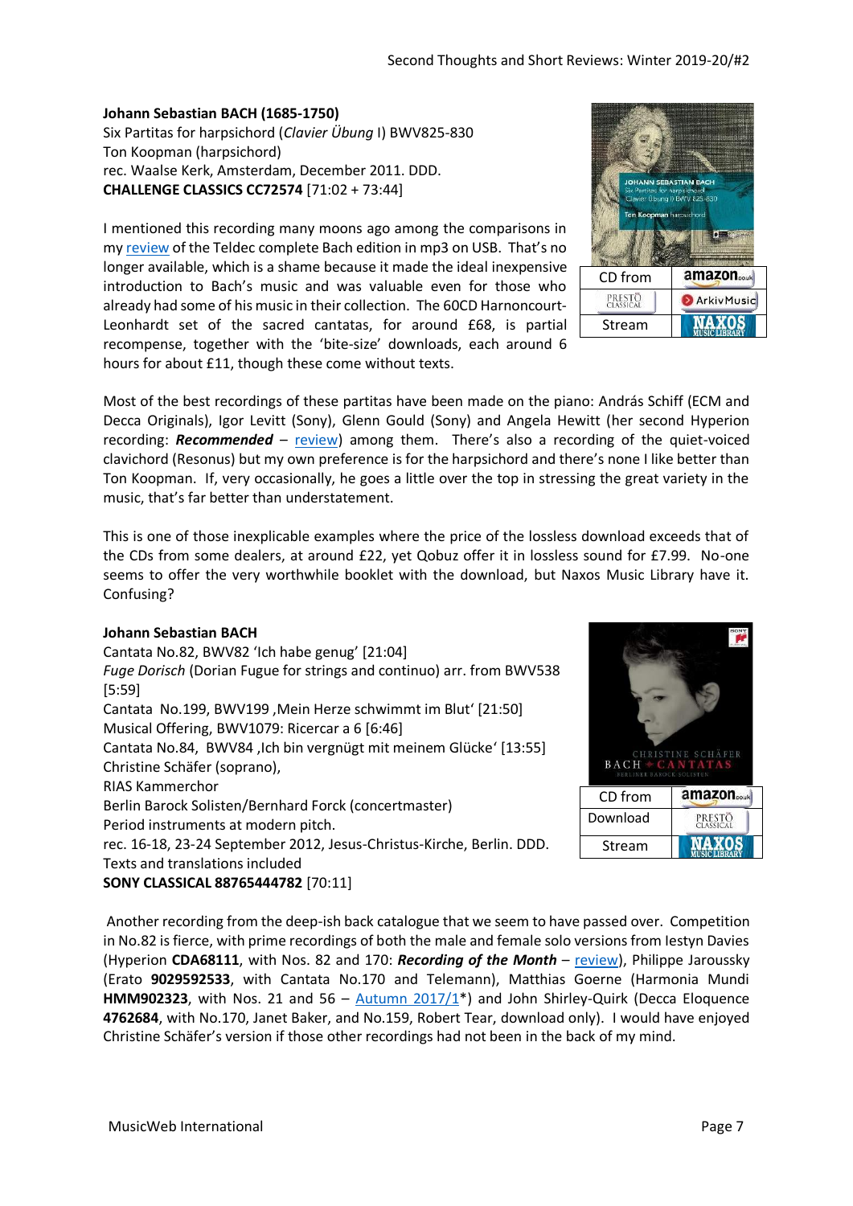**Johann Sebastian BACH (1685-1750)**
Six Partitas for harpsichord (*Clavier Übung* I) BWV825-830
Ton Koopman (harpsichord)
rec. Waalse Kerk, Amsterdam, December 2011. DDD.
**CHALLENGE CLASSICS CC72574** [71:02 + 73:44]

| | |
|---|---|
| CD from | amazon.co.uk |
| PRESTO CLASSICAL | ArkivMusic |
| Stream | NAXOS MUSIC LIBRARY |

I mentioned this recording many moons ago among the comparisons in my review of the Teldec complete Bach edition in mp3 on USB. That's no longer available, which is a shame because it made the ideal inexpensive introduction to Bach's music and was valuable even for those who already had some of his music in their collection. The 60CD Harnoncourt-Leonhardt set of the sacred cantatas, for around £68, is partial recompense, together with the 'bite-size' downloads, each around 6 hours for about £11, though these come without texts.

Most of the best recordings of these partitas have been made on the piano: András Schiff (ECM and Decca Originals), Igor Levitt (Sony), Glenn Gould (Sony) and Angela Hewitt (her second Hyperion recording: ***Recommended*** – review) among them. There's also a recording of the quiet-voiced clavichord (Resonus) but my own preference is for the harpsichord and there's none I like better than Ton Koopman. If, very occasionally, he goes a little over the top in stressing the great variety in the music, that's far better than understatement.

This is one of those inexplicable examples where the price of the lossless download exceeds that of the CDs from some dealers, at around £22, yet Qobuz offer it in lossless sound for £7.99. No-one seems to offer the very worthwhile booklet with the download, but Naxos Music Library have it. Confusing?

**Johann Sebastian BACH**
Cantata No.82, BWV82 'Ich habe genug' [21:04]
*Fuge Dorisch* (Dorian Fugue for strings and continuo) arr. from BWV538 [5:59]
Cantata No.199, BWV199 ,Mein Herze schwimmt im Blut' [21:50]
Musical Offering, BWV1079: Ricercar a 6 [6:46]
Cantata No.84, BWV84 ,Ich bin vergnügt mit meinem Glücke' [13:55]
Christine Schäfer (soprano),
RIAS Kammerchor
Berlin Barock Solisten/Bernhard Forck (concertmaster)
Period instruments at modern pitch.
rec. 16-18, 23-24 September 2012, Jesus-Christus-Kirche, Berlin. DDD.
Texts and translations included
**SONY CLASSICAL 88765444782** [70:11]

| | |
|---|---|
| CD from | amazon.co.uk |
| Download | PRESTO CLASSICAL |
| Stream | NAXOS MUSIC LIBRARY |

Another recording from the deep-ish back catalogue that we seem to have passed over. Competition in No.82 is fierce, with prime recordings of both the male and female solo versions from Iestyn Davies (Hyperion **CDA68111**, with Nos. 82 and 170: ***Recording of the Month*** – review), Philippe Jaroussky (Erato **9029592533**, with Cantata No.170 and Telemann), Matthias Goerne (Harmonia Mundi **HMM902323**, with Nos. 21 and 56 – Autumn 2017/1*) and John Shirley-Quirk (Decca Eloquence **4762684**, with No.170, Janet Baker, and No.159, Robert Tear, download only). I would have enjoyed Christine Schäfer's version if those other recordings had not been in the back of my mind.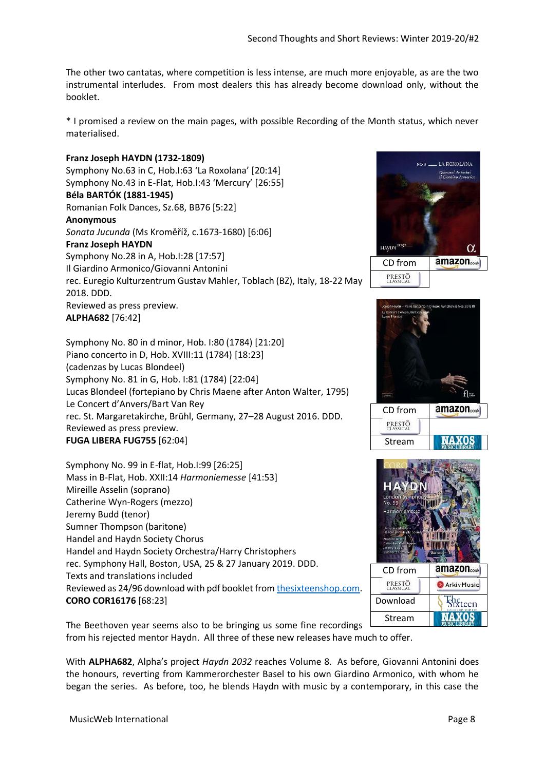The other two cantatas, where competition is less intense, are much more enjoyable, as are the two instrumental interludes. From most dealers this has already become download only, without the booklet.

* I promised a review on the main pages, with possible Recording of the Month status, which never materialised.

**Franz Joseph HAYDN (1732-1809)**
Symphony No.63 in C, Hob.I:63 'La Roxolana' [20:14]
Symphony No.43 in E-Flat, Hob.I:43 'Mercury' [26:55]
**Béla BARTÓK (1881-1945)**
Romanian Folk Dances, Sz.68, BB76 [5:22]
**Anonymous**
*Sonata Jucunda* (Ms Kroměříž, c.1673-1680) [6:06]
**Franz Joseph HAYDN**
Symphony No.28 in A, Hob.I:28 [17:57]
Il Giardino Armonico/Giovanni Antonini
rec. Euregio Kulturzentrum Gustav Mahler, Toblach (BZ), Italy, 18-22 May 2018. DDD.
Reviewed as press preview.
**ALPHA682** [76:42]

| | |
|---|---|
| CD from | amazon.co.uk |
| PRESTO CLASSICAL | |

Symphony No. 80 in d minor, Hob. I:80 (1784) [21:20]
Piano concerto in D, Hob. XVIII:11 (1784) [18:23]
(cadenzas by Lucas Blondeel)
Symphony No. 81 in G, Hob. I:81 (1784) [22:04]
Lucas Blondeel (fortepiano by Chris Maene after Anton Walter, 1795)
Le Concert d'Anvers/Bart Van Rey
rec. St. Margaretakirche, Brühl, Germany, 27–28 August 2016. DDD.
Reviewed as press preview.
**FUGA LIBERA FUG755** [62:04]

| | |
|---|---|
| CD from | amazon.co.uk |
| PRESTO CLASSICAL | |
| Stream | NAXOS MUSIC LIBRARY |

Symphony No. 99 in E-flat, Hob.I:99 [26:25]
Mass in B-Flat, Hob. XXII:14 *Harmoniemesse* [41:53]
Mireille Asselin (soprano)
Catherine Wyn-Rogers (mezzo)
Jeremy Budd (tenor)
Sumner Thompson (baritone)
Handel and Haydn Society Chorus
Handel and Haydn Society Orchestra/Harry Christophers
rec. Symphony Hall, Boston, USA, 25 & 27 January 2019. DDD.
Texts and translations included
Reviewed as 24/96 download with pdf booklet from thesixteenshop.com.
**CORO COR16176** [68:23]

| | |
|---|---|
| CD from | amazon.co.uk |
| PRESTO CLASSICAL | ArkivMusic |
| Download | The Sixteen |
| Stream | NAXOS MUSIC LIBRARY |

The Beethoven year seems also to be bringing us some fine recordings from his rejected mentor Haydn. All three of these new releases have much to offer.

With **ALPHA682**, Alpha's project *Haydn 2032* reaches Volume 8. As before, Giovanni Antonini does the honours, reverting from Kammerorchester Basel to his own Giardino Armonico, with whom he began the series. As before, too, he blends Haydn with music by a contemporary, in this case the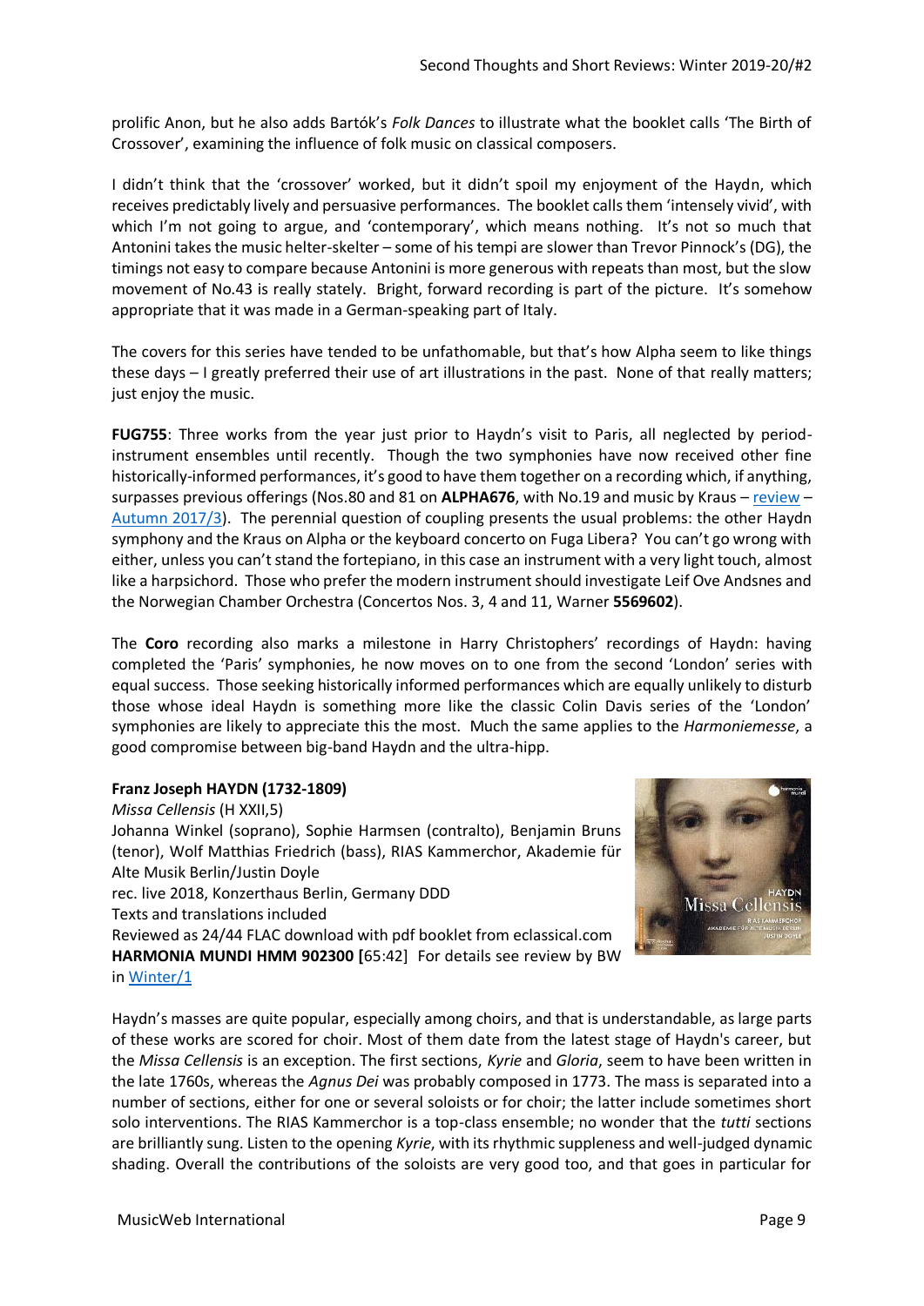prolific Anon, but he also adds Bartók's *Folk Dances* to illustrate what the booklet calls 'The Birth of Crossover', examining the influence of folk music on classical composers.

I didn't think that the 'crossover' worked, but it didn't spoil my enjoyment of the Haydn, which receives predictably lively and persuasive performances. The booklet calls them 'intensely vivid', with which I'm not going to argue, and 'contemporary', which means nothing. It's not so much that Antonini takes the music helter-skelter – some of his tempi are slower than Trevor Pinnock's (DG), the timings not easy to compare because Antonini is more generous with repeats than most, but the slow movement of No.43 is really stately. Bright, forward recording is part of the picture. It's somehow appropriate that it was made in a German-speaking part of Italy.

The covers for this series have tended to be unfathomable, but that's how Alpha seem to like things these days – I greatly preferred their use of art illustrations in the past. None of that really matters; just enjoy the music.

**FUG755**: Three works from the year just prior to Haydn's visit to Paris, all neglected by period-instrument ensembles until recently. Though the two symphonies have now received other fine historically-informed performances, it's good to have them together on a recording which, if anything, surpasses previous offerings (Nos.80 and 81 on **ALPHA676**, with No.19 and music by Kraus – review – Autumn 2017/3). The perennial question of coupling presents the usual problems: the other Haydn symphony and the Kraus on Alpha or the keyboard concerto on Fuga Libera? You can't go wrong with either, unless you can't stand the fortepiano, in this case an instrument with a very light touch, almost like a harpsichord. Those who prefer the modern instrument should investigate Leif Ove Andsnes and the Norwegian Chamber Orchestra (Concertos Nos. 3, 4 and 11, Warner **5569602**).

The **Coro** recording also marks a milestone in Harry Christophers' recordings of Haydn: having completed the 'Paris' symphonies, he now moves on to one from the second 'London' series with equal success. Those seeking historically informed performances which are equally unlikely to disturb those whose ideal Haydn is something more like the classic Colin Davis series of the 'London' symphonies are likely to appreciate this the most. Much the same applies to the *Harmoniemesse*, a good compromise between big-band Haydn and the ultra-hipp.

**Franz Joseph HAYDN (1732-1809)**
*Missa Cellensis* (H XXII,5)
Johanna Winkel (soprano), Sophie Harmsen (contralto), Benjamin Bruns (tenor), Wolf Matthias Friedrich (bass), RIAS Kammerchor, Akademie für Alte Musik Berlin/Justin Doyle
rec. live 2018, Konzerthaus Berlin, Germany DDD
Texts and translations included
Reviewed as 24/44 FLAC download with pdf booklet from eclassical.com
**HARMONIA MUNDI HMM 902300 [**65:42] For details see review by BW in Winter/1

Haydn's masses are quite popular, especially among choirs, and that is understandable, as large parts of these works are scored for choir. Most of them date from the latest stage of Haydn's career, but the *Missa Cellensis* is an exception. The first sections, *Kyrie* and *Gloria*, seem to have been written in the late 1760s, whereas the *Agnus Dei* was probably composed in 1773. The mass is separated into a number of sections, either for one or several soloists or for choir; the latter include sometimes short solo interventions. The RIAS Kammerchor is a top-class ensemble; no wonder that the *tutti* sections are brilliantly sung. Listen to the opening *Kyrie*, with its rhythmic suppleness and well-judged dynamic shading. Overall the contributions of the soloists are very good too, and that goes in particular for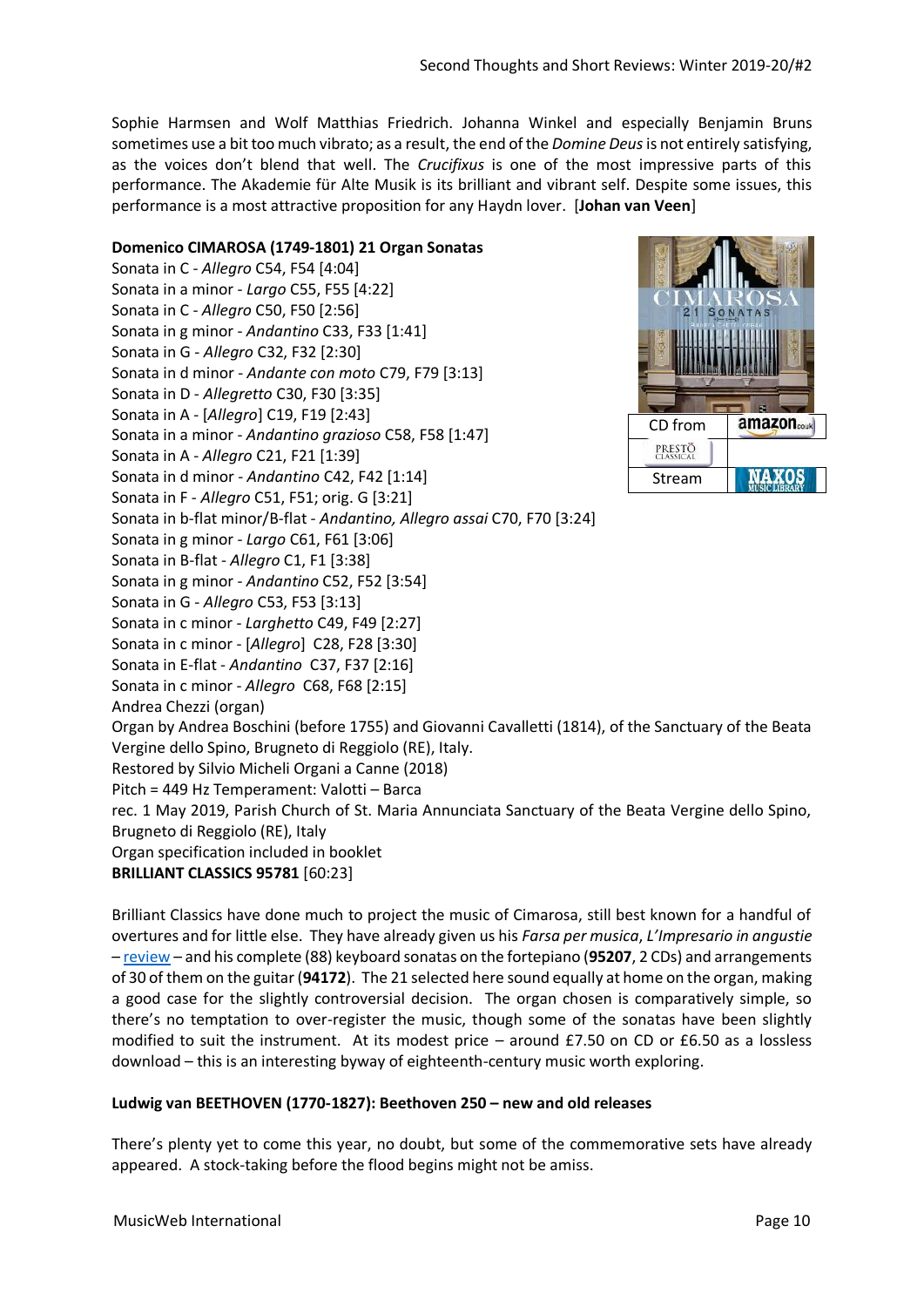Sophie Harmsen and Wolf Matthias Friedrich. Johanna Winkel and especially Benjamin Bruns sometimes use a bit too much vibrato; as a result, the end of the *Domine Deus* is not entirely satisfying, as the voices don't blend that well. The *Crucifixus* is one of the most impressive parts of this performance. The Akademie für Alte Musik is its brilliant and vibrant self. Despite some issues, this performance is a most attractive proposition for any Haydn lover. [**Johan van Veen**]

**Domenico CIMAROSA (1749-1801) 21 Organ Sonatas**

Sonata in C - *Allegro* C54, F54 [4:04]
Sonata in a minor - *Largo* C55, F55 [4:22]
Sonata in C - *Allegro* C50, F50 [2:56]
Sonata in g minor - *Andantino* C33, F33 [1:41]
Sonata in G - *Allegro* C32, F32 [2:30]
Sonata in d minor - *Andante con moto* C79, F79 [3:13]
Sonata in D - *Allegretto* C30, F30 [3:35]
Sonata in A - [*Allegro*] C19, F19 [2:43]
Sonata in a minor - *Andantino grazioso* C58, F58 [1:47]
Sonata in A - *Allegro* C21, F21 [1:39]
Sonata in d minor - *Andantino* C42, F42 [1:14]
Sonata in F - *Allegro* C51, F51; orig. G [3:21]
Sonata in b-flat minor/B-flat - *Andantino, Allegro assai* C70, F70 [3:24]
Sonata in g minor - *Largo* C61, F61 [3:06]
Sonata in B-flat - *Allegro* C1, F1 [3:38]
Sonata in g minor - *Andantino* C52, F52 [3:54]
Sonata in G - *Allegro* C53, F53 [3:13]
Sonata in c minor - *Larghetto* C49, F49 [2:27]
Sonata in c minor - [*Allegro*] C28, F28 [3:30]
Sonata in E-flat - *Andantino* C37, F37 [2:16]
Sonata in c minor - *Allegro* C68, F68 [2:15]
Andrea Chezzi (organ)
Organ by Andrea Boschini (before 1755) and Giovanni Cavalletti (1814), of the Sanctuary of the Beata Vergine dello Spino, Brugneto di Reggiolo (RE), Italy.
Restored by Silvio Micheli Organi a Canne (2018)
Pitch = 449 Hz Temperament: Valotti – Barca
rec. 1 May 2019, Parish Church of St. Maria Annunciata Sanctuary of the Beata Vergine dello Spino, Brugneto di Reggiolo (RE), Italy
Organ specification included in booklet
**BRILLIANT CLASSICS 95781** [60:23]

| | |
|---|---|
| CD from | amazon.co.uk |
| PRESTO CLASSICAL | |
| Stream | NAXOS MUSIC LIBRARY |

Brilliant Classics have done much to project the music of Cimarosa, still best known for a handful of overtures and for little else. They have already given us his *Farsa per musica*, *L'Impresario in angustie* – review – and his complete (88) keyboard sonatas on the fortepiano (**95207**, 2 CDs) and arrangements of 30 of them on the guitar (**94172**). The 21 selected here sound equally at home on the organ, making a good case for the slightly controversial decision. The organ chosen is comparatively simple, so there's no temptation to over-register the music, though some of the sonatas have been slightly modified to suit the instrument. At its modest price – around £7.50 on CD or £6.50 as a lossless download – this is an interesting byway of eighteenth-century music worth exploring.

**Ludwig van BEETHOVEN (1770-1827): Beethoven 250 – new and old releases**

There's plenty yet to come this year, no doubt, but some of the commemorative sets have already appeared. A stock-taking before the flood begins might not be amiss.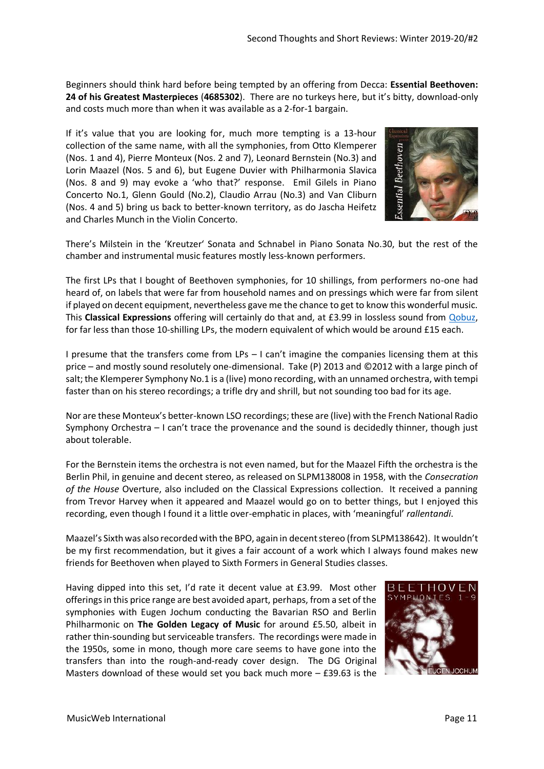Beginners should think hard before being tempted by an offering from Decca: **Essential Beethoven: 24 of his Greatest Masterpieces** (**4685302**). There are no turkeys here, but it's bitty, download-only and costs much more than when it was available as a 2-for-1 bargain.

If it's value that you are looking for, much more tempting is a 13-hour collection of the same name, with all the symphonies, from Otto Klemperer (Nos. 1 and 4), Pierre Monteux (Nos. 2 and 7), Leonard Bernstein (No.3) and Lorin Maazel (Nos. 5 and 6), but Eugene Duvier with Philharmonia Slavica (Nos. 8 and 9) may evoke a 'who that?' response. Emil Gilels in Piano Concerto No.1, Glenn Gould (No.2), Claudio Arrau (No.3) and Van Cliburn (Nos. 4 and 5) bring us back to better-known territory, as do Jascha Heifetz and Charles Munch in the Violin Concerto.

There's Milstein in the 'Kreutzer' Sonata and Schnabel in Piano Sonata No.30, but the rest of the chamber and instrumental music features mostly less-known performers.

The first LPs that I bought of Beethoven symphonies, for 10 shillings, from performers no-one had heard of, on labels that were far from household names and on pressings which were far from silent if played on decent equipment, nevertheless gave me the chance to get to know this wonderful music. This **Classical Expressions** offering will certainly do that and, at £3.99 in lossless sound from Qobuz, for far less than those 10-shilling LPs, the modern equivalent of which would be around £15 each.

I presume that the transfers come from LPs – I can't imagine the companies licensing them at this price – and mostly sound resolutely one-dimensional. Take (P) 2013 and ©2012 with a large pinch of salt; the Klemperer Symphony No.1 is a (live) mono recording, with an unnamed orchestra, with tempi faster than on his stereo recordings; a trifle dry and shrill, but not sounding too bad for its age.

Nor are these Monteux's better-known LSO recordings; these are (live) with the French National Radio Symphony Orchestra – I can't trace the provenance and the sound is decidedly thinner, though just about tolerable.

For the Bernstein items the orchestra is not even named, but for the Maazel Fifth the orchestra is the Berlin Phil, in genuine and decent stereo, as released on SLPM138008 in 1958, with the *Consecration of the House* Overture, also included on the Classical Expressions collection. It received a panning from Trevor Harvey when it appeared and Maazel would go on to better things, but I enjoyed this recording, even though I found it a little over-emphatic in places, with 'meaningful' *rallentandi*.

Maazel's Sixth was also recorded with the BPO, again in decent stereo (from SLPM138642). It wouldn't be my first recommendation, but it gives a fair account of a work which I always found makes new friends for Beethoven when played to Sixth Formers in General Studies classes.

Having dipped into this set, I'd rate it decent value at £3.99. Most other offerings in this price range are best avoided apart, perhaps, from a set of the symphonies with Eugen Jochum conducting the Bavarian RSO and Berlin Philharmonic on **The Golden Legacy of Music** for around £5.50, albeit in rather thin-sounding but serviceable transfers. The recordings were made in the 1950s, some in mono, though more care seems to have gone into the transfers than into the rough-and-ready cover design. The DG Original Masters download of these would set you back much more – £39.63 is the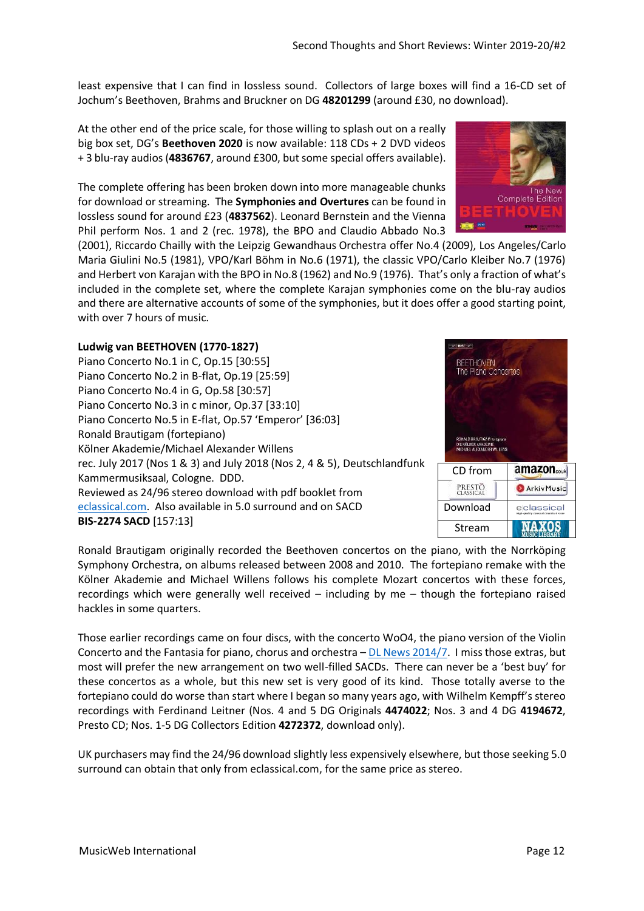least expensive that I can find in lossless sound. Collectors of large boxes will find a 16-CD set of Jochum's Beethoven, Brahms and Bruckner on DG **48201299** (around £30, no download).

At the other end of the price scale, for those willing to splash out on a really big box set, DG's **Beethoven 2020** is now available: 118 CDs + 2 DVD videos + 3 blu-ray audios (**4836767**, around £300, but some special offers available).

The complete offering has been broken down into more manageable chunks for download or streaming. The **Symphonies and Overtures** can be found in lossless sound for around £23 (**4837562**). Leonard Bernstein and the Vienna Phil perform Nos. 1 and 2 (rec. 1978), the BPO and Claudio Abbado No.3 (2001), Riccardo Chailly with the Leipzig Gewandhaus Orchestra offer No.4 (2009), Los Angeles/Carlo Maria Giulini No.5 (1981), VPO/Karl Böhm in No.6 (1971), the classic VPO/Carlo Kleiber No.7 (1976) and Herbert von Karajan with the BPO in No.8 (1962) and No.9 (1976). That's only a fraction of what's included in the complete set, where the complete Karajan symphonies come on the blu-ray audios and there are alternative accounts of some of the symphonies, but it does offer a good starting point, with over 7 hours of music.

**Ludwig van BEETHOVEN (1770-1827)**
Piano Concerto No.1 in C, Op.15 [30:55]
Piano Concerto No.2 in B-flat, Op.19 [25:59]
Piano Concerto No.4 in G, Op.58 [30:57]
Piano Concerto No.3 in c minor, Op.37 [33:10]
Piano Concerto No.5 in E-flat, Op.57 'Emperor' [36:03]
Ronald Brautigam (fortepiano)
Kölner Akademie/Michael Alexander Willens
rec. July 2017 (Nos 1 & 3) and July 2018 (Nos 2, 4 & 5), Deutschlandfunk Kammermusiksaal, Cologne. DDD.
Reviewed as 24/96 stereo download with pdf booklet from eclassical.com. Also available in 5.0 surround and on SACD
**BIS-2274 SACD** [157:13]

| | |
|---|---|
| CD from | amazon.co.uk |
| | Presto Classical / ArkivMusic |
| Download | eclassical |
| Stream | Naxos Music Library |

Ronald Brautigam originally recorded the Beethoven concertos on the piano, with the Norrköping Symphony Orchestra, on albums released between 2008 and 2010. The fortepiano remake with the Kölner Akademie and Michael Willens follows his complete Mozart concertos with these forces, recordings which were generally well received – including by me – though the fortepiano raised hackles in some quarters.

Those earlier recordings came on four discs, with the concerto WoO4, the piano version of the Violin Concerto and the Fantasia for piano, chorus and orchestra – DL News 2014/7. I miss those extras, but most will prefer the new arrangement on two well-filled SACDs. There can never be a 'best buy' for these concertos as a whole, but this new set is very good of its kind. Those totally averse to the fortepiano could do worse than start where I began so many years ago, with Wilhelm Kempff's stereo recordings with Ferdinand Leitner (Nos. 4 and 5 DG Originals **4474022**; Nos. 3 and 4 DG **4194672**, Presto CD; Nos. 1-5 DG Collectors Edition **4272372**, download only).

UK purchasers may find the 24/96 download slightly less expensively elsewhere, but those seeking 5.0 surround can obtain that only from eclassical.com, for the same price as stereo.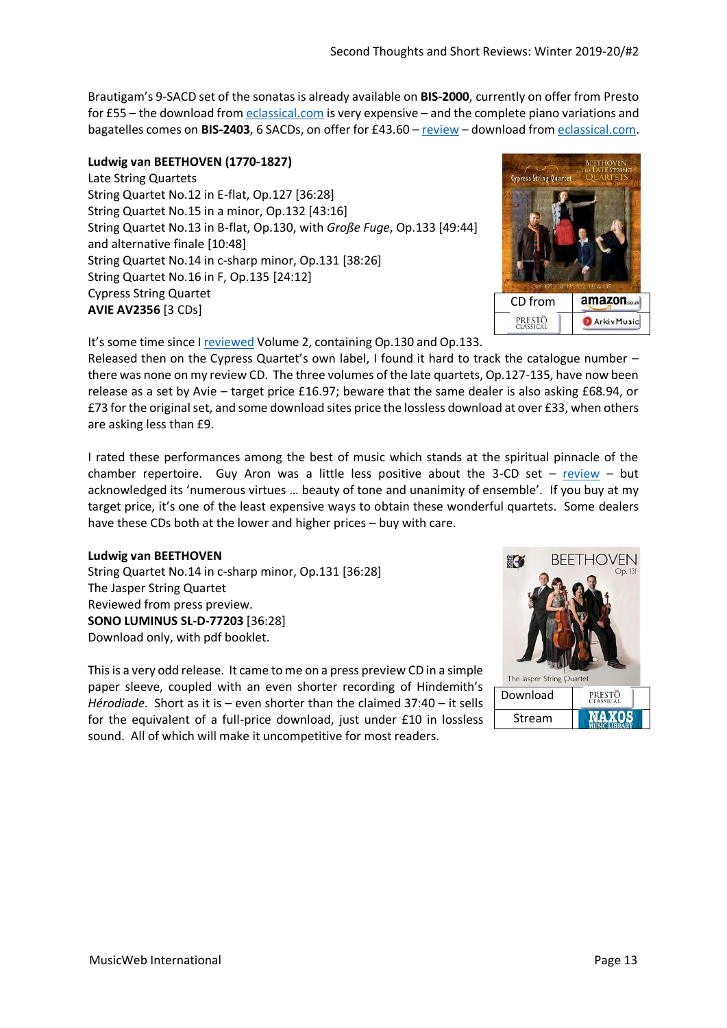Brautigam's 9-SACD set of the sonatas is already available on **BIS-2000**, currently on offer from Presto for £55 – the download from eclassical.com is very expensive – and the complete piano variations and bagatelles comes on **BIS-2403**, 6 SACDs, on offer for £43.60 – review – download from eclassical.com.

**Ludwig van BEETHOVEN (1770-1827)**
Late String Quartets
String Quartet No.12 in E-flat, Op.127 [36:28]
String Quartet No.15 in a minor, Op.132 [43:16]
String Quartet No.13 in B-flat, Op.130, with *Große Fuge*, Op.133 [49:44] and alternative finale [10:48]
String Quartet No.14 in c-sharp minor, Op.131 [38:26]
String Quartet No.16 in F, Op.135 [24:12]
Cypress String Quartet
**AVIE AV2356** [3 CDs]

| | |
|---|---|
| CD from | amazon.co.uk |
| PRESTO CLASSICAL | ArkivMusic |

It's some time since I reviewed Volume 2, containing Op.130 and Op.133. Released then on the Cypress Quartet's own label, I found it hard to track the catalogue number – there was none on my review CD. The three volumes of the late quartets, Op.127-135, have now been release as a set by Avie – target price £16.97; beware that the same dealer is also asking £68.94, or £73 for the original set, and some download sites price the lossless download at over £33, when others are asking less than £9.

I rated these performances among the best of music which stands at the spiritual pinnacle of the chamber repertoire. Guy Aron was a little less positive about the 3-CD set – review – but acknowledged its 'numerous virtues … beauty of tone and unanimity of ensemble'. If you buy at my target price, it's one of the least expensive ways to obtain these wonderful quartets. Some dealers have these CDs both at the lower and higher prices – buy with care.

**Ludwig van BEETHOVEN**
String Quartet No.14 in c-sharp minor, Op.131 [36:28]
The Jasper String Quartet
Reviewed from press preview.
**SONO LUMINUS SL-D-77203** [36:28]
Download only, with pdf booklet.

| | |
|---|---|
| Download | PRESTO CLASSICAL |
| Stream | NAXOS MUSIC LIBRARY |

This is a very odd release. It came to me on a press preview CD in a simple paper sleeve, coupled with an even shorter recording of Hindemith's *Hérodiade*. Short as it is – even shorter than the claimed 37:40 – it sells for the equivalent of a full-price download, just under £10 in lossless sound. All of which will make it uncompetitive for most readers.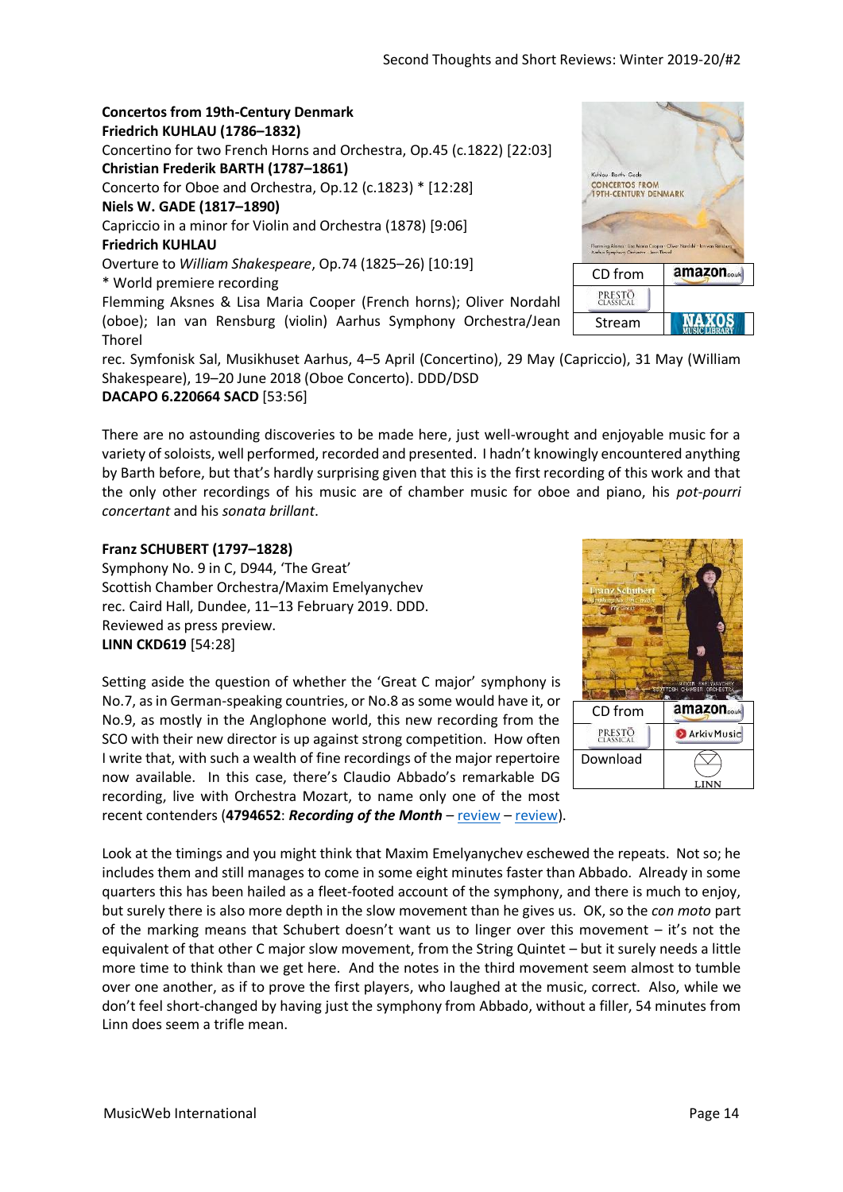**Concertos from 19th-Century Denmark**
**Friedrich KUHLAU (1786–1832)**
Concertino for two French Horns and Orchestra, Op.45 (c.1822) [22:03]
**Christian Frederik BARTH (1787–1861)**
Concerto for Oboe and Orchestra, Op.12 (c.1823) * [12:28]
**Niels W. GADE (1817–1890)**
Capriccio in a minor for Violin and Orchestra (1878) [9:06]
**Friedrich KUHLAU**
Overture to *William Shakespeare*, Op.74 (1825–26) [10:19]
* World premiere recording
Flemming Aksnes & Lisa Maria Cooper (French horns); Oliver Nordahl (oboe); Ian van Rensburg (violin) Aarhus Symphony Orchestra/Jean Thorel
rec. Symfonisk Sal, Musikhuset Aarhus, 4–5 April (Concertino), 29 May (Capriccio), 31 May (William Shakespeare), 19–20 June 2018 (Oboe Concerto). DDD/DSD
**DACAPO 6.220664 SACD** [53:56]

| CD from | amazon.co.uk |
|---|---|
| PRESTO CLASSICAL | |
| Stream | NAXOS MUSIC LIBRARY |

There are no astounding discoveries to be made here, just well-wrought and enjoyable music for a variety of soloists, well performed, recorded and presented. I hadn't knowingly encountered anything by Barth before, but that's hardly surprising given that this is the first recording of this work and that the only other recordings of his music are of chamber music for oboe and piano, his *pot-pourri concertant* and his *sonata brillant*.

**Franz SCHUBERT (1797–1828)**
Symphony No. 9 in C, D944, 'The Great'
Scottish Chamber Orchestra/Maxim Emelyanychev
rec. Caird Hall, Dundee, 11–13 February 2019. DDD.
Reviewed as press preview.
**LINN CKD619** [54:28]

| CD from | amazon.co.uk |
|---|---|
| PRESTO CLASSICAL | ArkivMusic |
| Download | LINN |

Setting aside the question of whether the 'Great C major' symphony is No.7, as in German-speaking countries, or No.8 as some would have it, or No.9, as mostly in the Anglophone world, this new recording from the SCO with their new director is up against strong competition. How often I write that, with such a wealth of fine recordings of the major repertoire now available. In this case, there's Claudio Abbado's remarkable DG recording, live with Orchestra Mozart, to name only one of the most recent contenders (**4794652**: ***Recording of the Month*** – review – review).

Look at the timings and you might think that Maxim Emelyanychev eschewed the repeats. Not so; he includes them and still manages to come in some eight minutes faster than Abbado. Already in some quarters this has been hailed as a fleet-footed account of the symphony, and there is much to enjoy, but surely there is also more depth in the slow movement than he gives us. OK, so the *con moto* part of the marking means that Schubert doesn't want us to linger over this movement – it's not the equivalent of that other C major slow movement, from the String Quintet – but it surely needs a little more time to think than we get here. And the notes in the third movement seem almost to tumble over one another, as if to prove the first players, who laughed at the music, correct. Also, while we don't feel short-changed by having just the symphony from Abbado, without a filler, 54 minutes from Linn does seem a trifle mean.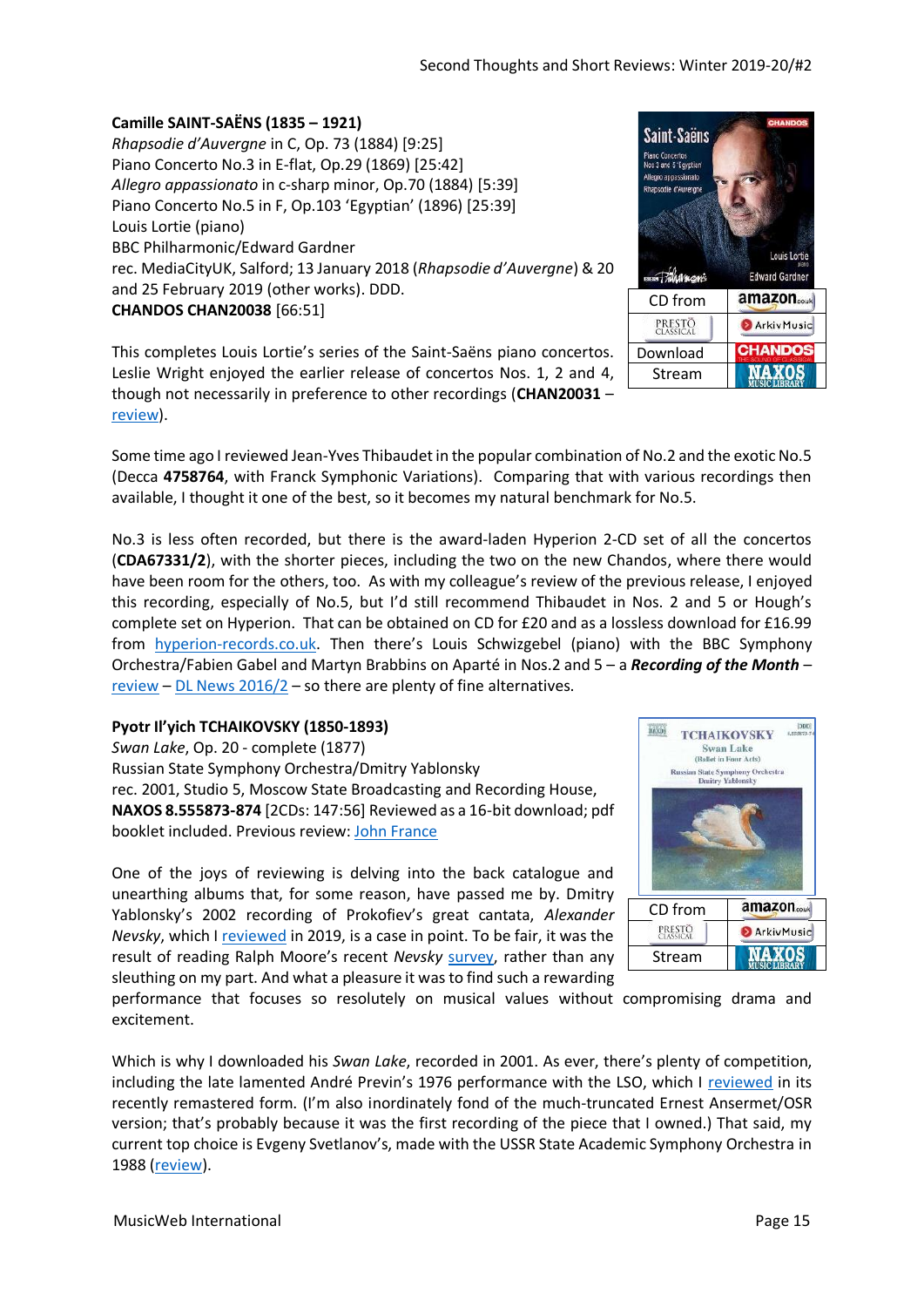**Camille SAINT-SAËNS (1835 – 1921)**
*Rhapsodie d'Auvergne* in C, Op. 73 (1884) [9:25]
Piano Concerto No.3 in E-flat, Op.29 (1869) [25:42]
*Allegro appassionato* in c-sharp minor, Op.70 (1884) [5:39]
Piano Concerto No.5 in F, Op.103 'Egyptian' (1896) [25:39]
Louis Lortie (piano)
BBC Philharmonic/Edward Gardner
rec. MediaCityUK, Salford; 13 January 2018 (*Rhapsodie d'Auvergne*) & 20 and 25 February 2019 (other works). DDD.
**CHANDOS CHAN20038** [66:51]

| | |
|---|---|
| CD from | amazon.co.uk |
| PRESTO CLASSICAL | ArkivMusic |
| Download | CHANDOS |
| Stream | NAXOS MUSIC LIBRARY |

This completes Louis Lortie's series of the Saint-Saëns piano concertos. Leslie Wright enjoyed the earlier release of concertos Nos. 1, 2 and 4, though not necessarily in preference to other recordings (**CHAN20031** – review).

Some time ago I reviewed Jean-Yves Thibaudet in the popular combination of No.2 and the exotic No.5 (Decca **4758764**, with Franck Symphonic Variations). Comparing that with various recordings then available, I thought it one of the best, so it becomes my natural benchmark for No.5.

No.3 is less often recorded, but there is the award-laden Hyperion 2-CD set of all the concertos (**CDA67331/2**), with the shorter pieces, including the two on the new Chandos, where there would have been room for the others, too. As with my colleague's review of the previous release, I enjoyed this recording, especially of No.5, but I'd still recommend Thibaudet in Nos. 2 and 5 or Hough's complete set on Hyperion. That can be obtained on CD for £20 and as a lossless download for £16.99 from hyperion-records.co.uk. Then there's Louis Schwizgebel (piano) with the BBC Symphony Orchestra/Fabien Gabel and Martyn Brabbins on Aparté in Nos.2 and 5 – a ***Recording of the Month*** – review – DL News 2016/2 – so there are plenty of fine alternatives.

**Pyotr Il'yich TCHAIKOVSKY (1850-1893)**
*Swan Lake*, Op. 20 - complete (1877)
Russian State Symphony Orchestra/Dmitry Yablonsky
rec. 2001, Studio 5, Moscow State Broadcasting and Recording House,
**NAXOS 8.555873-874** [2CDs: 147:56] Reviewed as a 16-bit download; pdf booklet included. Previous review: John France

| | |
|---|---|
| CD from | amazon.co.uk |
| PRESTO CLASSICAL | ArkivMusic |
| Stream | NAXOS MUSIC LIBRARY |

One of the joys of reviewing is delving into the back catalogue and unearthing albums that, for some reason, have passed me by. Dmitry Yablonsky's 2002 recording of Prokofiev's great cantata, *Alexander Nevsky*, which I reviewed in 2019, is a case in point. To be fair, it was the result of reading Ralph Moore's recent *Nevsky* survey, rather than any sleuthing on my part. And what a pleasure it was to find such a rewarding performance that focuses so resolutely on musical values without compromising drama and excitement.

Which is why I downloaded his *Swan Lake*, recorded in 2001. As ever, there's plenty of competition, including the late lamented André Previn's 1976 performance with the LSO, which I reviewed in its recently remastered form. (I'm also inordinately fond of the much-truncated Ernest Ansermet/OSR version; that's probably because it was the first recording of the piece that I owned.) That said, my current top choice is Evgeny Svetlanov's, made with the USSR State Academic Symphony Orchestra in 1988 (review).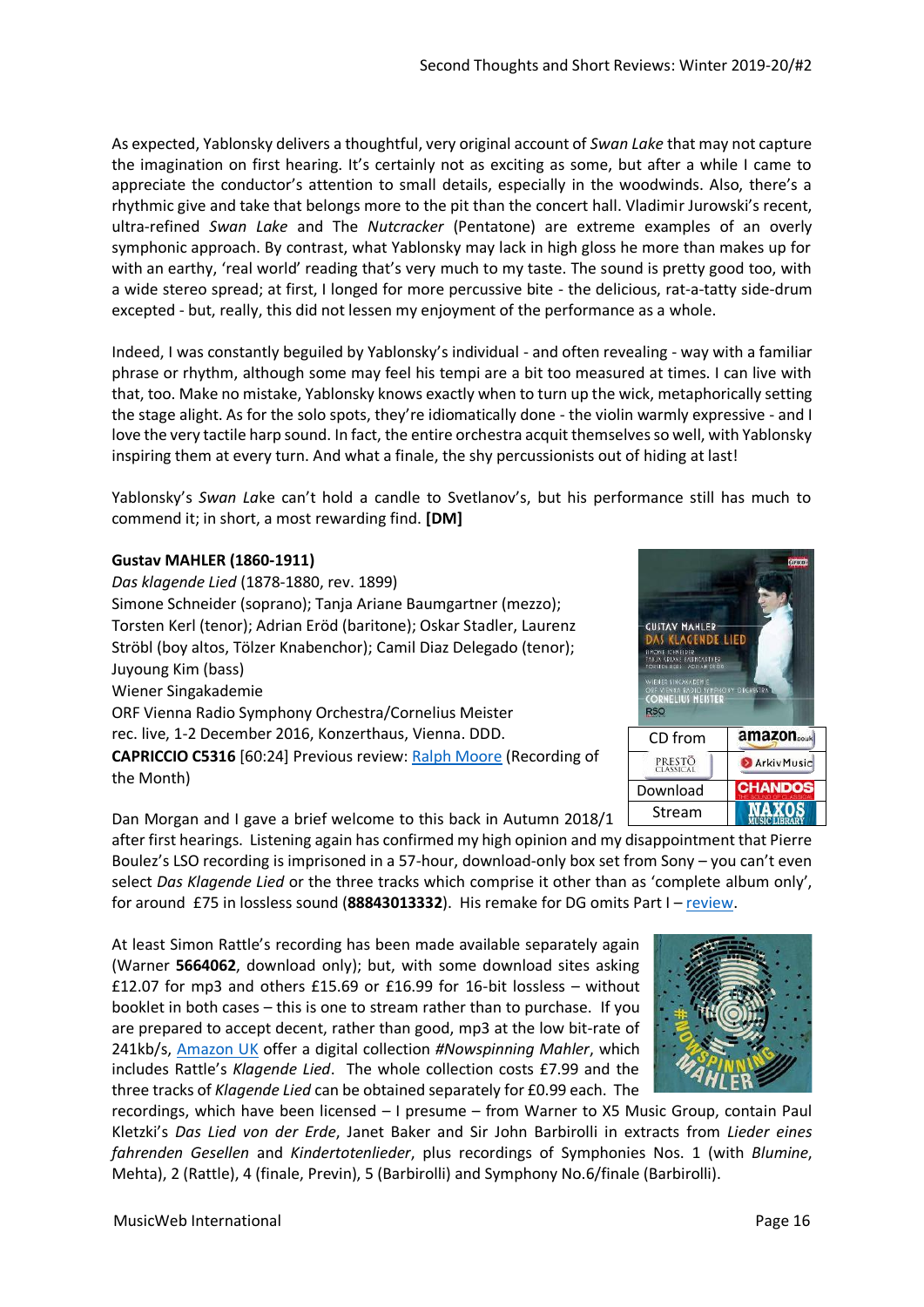As expected, Yablonsky delivers a thoughtful, very original account of *Swan Lake* that may not capture the imagination on first hearing. It's certainly not as exciting as some, but after a while I came to appreciate the conductor's attention to small details, especially in the woodwinds. Also, there's a rhythmic give and take that belongs more to the pit than the concert hall. Vladimir Jurowski's recent, ultra-refined *Swan Lake* and The *Nutcracker* (Pentatone) are extreme examples of an overly symphonic approach. By contrast, what Yablonsky may lack in high gloss he more than makes up for with an earthy, 'real world' reading that's very much to my taste. The sound is pretty good too, with a wide stereo spread; at first, I longed for more percussive bite - the delicious, rat-a-tatty side-drum excepted - but, really, this did not lessen my enjoyment of the performance as a whole.

Indeed, I was constantly beguiled by Yablonsky's individual - and often revealing - way with a familiar phrase or rhythm, although some may feel his tempi are a bit too measured at times. I can live with that, too. Make no mistake, Yablonsky knows exactly when to turn up the wick, metaphorically setting the stage alight. As for the solo spots, they're idiomatically done - the violin warmly expressive - and I love the very tactile harp sound. In fact, the entire orchestra acquit themselves so well, with Yablonsky inspiring them at every turn. And what a finale, the shy percussionists out of hiding at last!

Yablonsky's *Swan La*ke can't hold a candle to Svetlanov's, but his performance still has much to commend it; in short, a most rewarding find. **[DM]**

**Gustav MAHLER (1860-1911)**
*Das klagende Lied* (1878-1880, rev. 1899)
Simone Schneider (soprano); Tanja Ariane Baumgartner (mezzo); Torsten Kerl (tenor); Adrian Eröd (baritone); Oskar Stadler, Laurenz Ströbl (boy altos, Tölzer Knabenchor); Camil Diaz Delegado (tenor); Juyoung Kim (bass)
Wiener Singakademie
ORF Vienna Radio Symphony Orchestra/Cornelius Meister
rec. live, 1-2 December 2016, Konzerthaus, Vienna. DDD.
**CAPRICCIO C5316** [60:24] Previous review: Ralph Moore (Recording of the Month)

| | |
|---|---|
| CD from | amazon.co.uk |
| PRESTO CLASSICAL | ArkivMusic |
| Download | CHANDOS |
| Stream | NAXOS MUSIC LIBRARY |

Dan Morgan and I gave a brief welcome to this back in Autumn 2018/1 after first hearings. Listening again has confirmed my high opinion and my disappointment that Pierre Boulez's LSO recording is imprisoned in a 57-hour, download-only box set from Sony – you can't even select *Das Klagende Lied* or the three tracks which comprise it other than as 'complete album only', for around £75 in lossless sound (**88843013332**). His remake for DG omits Part I – review.

At least Simon Rattle's recording has been made available separately again (Warner **5664062**, download only); but, with some download sites asking £12.07 for mp3 and others £15.69 or £16.99 for 16-bit lossless – without booklet in both cases – this is one to stream rather than to purchase. If you are prepared to accept decent, rather than good, mp3 at the low bit-rate of 241kb/s, Amazon UK offer a digital collection *#Nowspinning Mahler*, which includes Rattle's *Klagende Lied*. The whole collection costs £7.99 and the three tracks of *Klagende Lied* can be obtained separately for £0.99 each. The recordings, which have been licensed – I presume – from Warner to X5 Music Group, contain Paul Kletzki's *Das Lied von der Erde*, Janet Baker and Sir John Barbirolli in extracts from *Lieder eines fahrenden Gesellen* and *Kindertotenlieder*, plus recordings of Symphonies Nos. 1 (with *Blumine*, Mehta), 2 (Rattle), 4 (finale, Previn), 5 (Barbirolli) and Symphony No.6/finale (Barbirolli).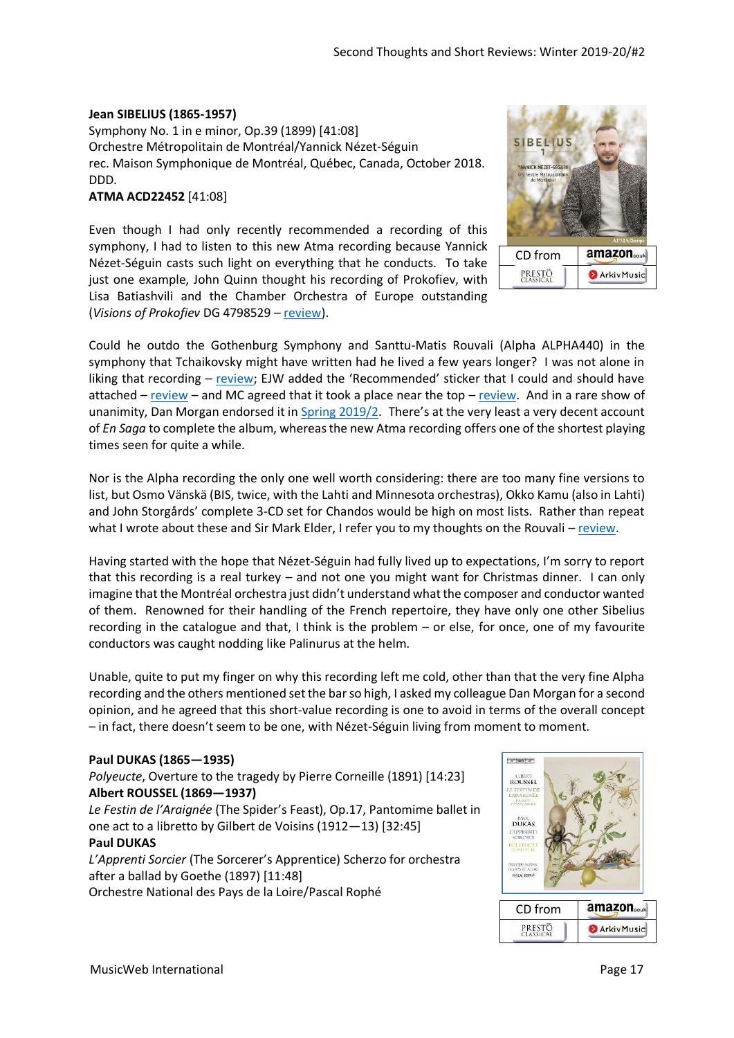**Jean SIBELIUS (1865-1957)**
Symphony No. 1 in e minor, Op.39 (1899) [41:08]
Orchestre Métropolitain de Montréal/Yannick Nézet-Séguin
rec. Maison Symphonique de Montréal, Québec, Canada, October 2018. DDD.
**ATMA ACD22452** [41:08]

Even though I had only recently recommended a recording of this symphony, I had to listen to this new Atma recording because Yannick Nézet-Séguin casts such light on everything that he conducts. To take just one example, John Quinn thought his recording of Prokofiev, with Lisa Batiashvili and the Chamber Orchestra of Europe outstanding (*Visions of Prokofiev* DG 4798529 – review).

Could he outdo the Gothenburg Symphony and Santtu-Matis Rouvali (Alpha ALPHA440) in the symphony that Tchaikovsky might have written had he lived a few years longer? I was not alone in liking that recording – review; EJW added the 'Recommended' sticker that I could and should have attached – review – and MC agreed that it took a place near the top – review. And in a rare show of unanimity, Dan Morgan endorsed it in Spring 2019/2. There's at the very least a very decent account of *En Saga* to complete the album, whereas the new Atma recording offers one of the shortest playing times seen for quite a while.

Nor is the Alpha recording the only one well worth considering: there are too many fine versions to list, but Osmo Vänskä (BIS, twice, with the Lahti and Minnesota orchestras), Okko Kamu (also in Lahti) and John Storgårds' complete 3-CD set for Chandos would be high on most lists. Rather than repeat what I wrote about these and Sir Mark Elder, I refer you to my thoughts on the Rouvali – review.

Having started with the hope that Nézet-Séguin had fully lived up to expectations, I'm sorry to report that this recording is a real turkey – and not one you might want for Christmas dinner. I can only imagine that the Montréal orchestra just didn't understand what the composer and conductor wanted of them. Renowned for their handling of the French repertoire, they have only one other Sibelius recording in the catalogue and that, I think is the problem – or else, for once, one of my favourite conductors was caught nodding like Palinurus at the helm.

Unable, quite to put my finger on why this recording left me cold, other than that the very fine Alpha recording and the others mentioned set the bar so high, I asked my colleague Dan Morgan for a second opinion, and he agreed that this short-value recording is one to avoid in terms of the overall concept – in fact, there doesn't seem to be one, with Nézet-Séguin living from moment to moment.

**Paul DUKAS (1865—1935)**
*Polyeucte*, Overture to the tragedy by Pierre Corneille (1891) [14:23]
**Albert ROUSSEL (1869—1937)**
*Le Festin de l'Araignée* (The Spider's Feast), Op.17, Pantomime ballet in one act to a libretto by Gilbert de Voisins (1912—13) [32:45]
**Paul DUKAS**
*L'Apprenti Sorcier* (The Sorcerer's Apprentice) Scherzo for orchestra after a ballad by Goethe (1897) [11:48]
Orchestre National des Pays de la Loire/Pascal Rophé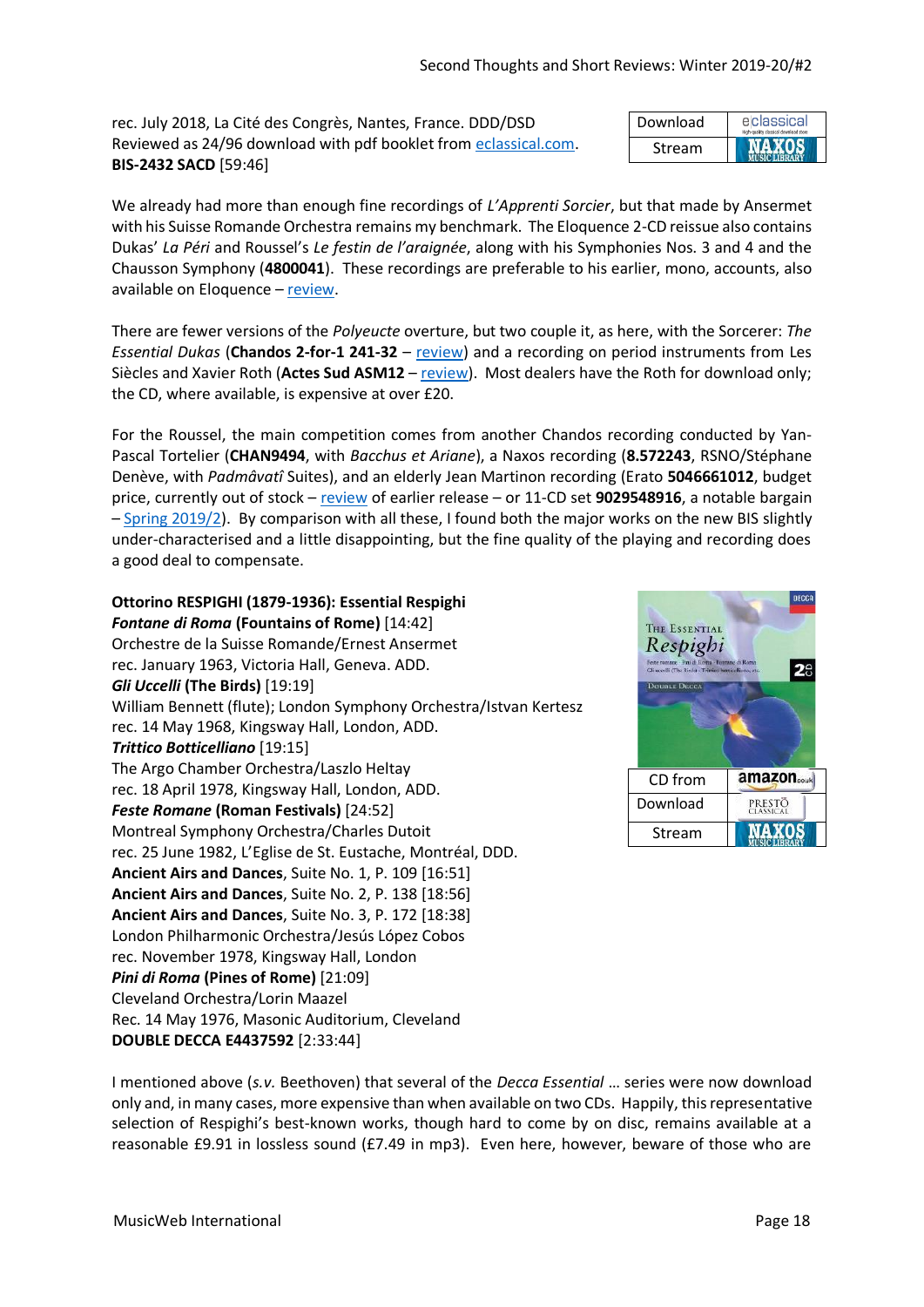rec. July 2018, La Cité des Congrès, Nantes, France. DDD/DSD
Reviewed as 24/96 download with pdf booklet from eclassical.com.
**BIS-2432 SACD** [59:46]

| | |
|---|---|
| Download | eclassical |
| Stream | NAXOS MUSIC LIBRARY |

We already had more than enough fine recordings of *L'Apprenti Sorcier*, but that made by Ansermet with his Suisse Romande Orchestra remains my benchmark. The Eloquence 2-CD reissue also contains Dukas' *La Péri* and Roussel's *Le festin de l'araignée*, along with his Symphonies Nos. 3 and 4 and the Chausson Symphony (**4800041**). These recordings are preferable to his earlier, mono, accounts, also available on Eloquence – review.

There are fewer versions of the *Polyeucte* overture, but two couple it, as here, with the Sorcerer: *The Essential Dukas* (**Chandos 2-for-1 241-32** – review) and a recording on period instruments from Les Siècles and Xavier Roth (**Actes Sud ASM12** – review). Most dealers have the Roth for download only; the CD, where available, is expensive at over £20.

For the Roussel, the main competition comes from another Chandos recording conducted by Yan-Pascal Tortelier (**CHAN9494**, with *Bacchus et Ariane*), a Naxos recording (**8.572243**, RSNO/Stéphane Denève, with *Padmâvatî* Suites), and an elderly Jean Martinon recording (Erato **5046661012**, budget price, currently out of stock – review of earlier release – or 11-CD set **9029548916**, a notable bargain – Spring 2019/2). By comparison with all these, I found both the major works on the new BIS slightly under-characterised and a little disappointing, but the fine quality of the playing and recording does a good deal to compensate.

**Ottorino RESPIGHI (1879-1936): Essential Respighi**
***Fontane di Roma* (Fountains of Rome)** [14:42]
Orchestre de la Suisse Romande/Ernest Ansermet
rec. January 1963, Victoria Hall, Geneva. ADD.
***Gli Uccelli* (The Birds)** [19:19]
William Bennett (flute); London Symphony Orchestra/Istvan Kertesz
rec. 14 May 1968, Kingsway Hall, London, ADD.
***Trittico Botticelliano*** [19:15]
The Argo Chamber Orchestra/Laszlo Heltay
rec. 18 April 1978, Kingsway Hall, London, ADD.
***Feste Romane* (Roman Festivals)** [24:52]
Montreal Symphony Orchestra/Charles Dutoit
rec. 25 June 1982, L'Eglise de St. Eustache, Montréal, DDD.
**Ancient Airs and Dances**, Suite No. 1, P. 109 [16:51]
**Ancient Airs and Dances**, Suite No. 2, P. 138 [18:56]
**Ancient Airs and Dances**, Suite No. 3, P. 172 [18:38]
London Philharmonic Orchestra/Jesús López Cobos
rec. November 1978, Kingsway Hall, London
***Pini di Roma* (Pines of Rome)** [21:09]
Cleveland Orchestra/Lorin Maazel
Rec. 14 May 1976, Masonic Auditorium, Cleveland
**DOUBLE DECCA E4437592** [2:33:44]

| | |
|---|---|
| CD from | amazon.co.uk |
| Download | PRESTO CLASSICAL |
| Stream | NAXOS MUSIC LIBRARY |

I mentioned above (*s.v.* Beethoven) that several of the *Decca Essential* … series were now download only and, in many cases, more expensive than when available on two CDs. Happily, this representative selection of Respighi's best-known works, though hard to come by on disc, remains available at a reasonable £9.91 in lossless sound (£7.49 in mp3). Even here, however, beware of those who are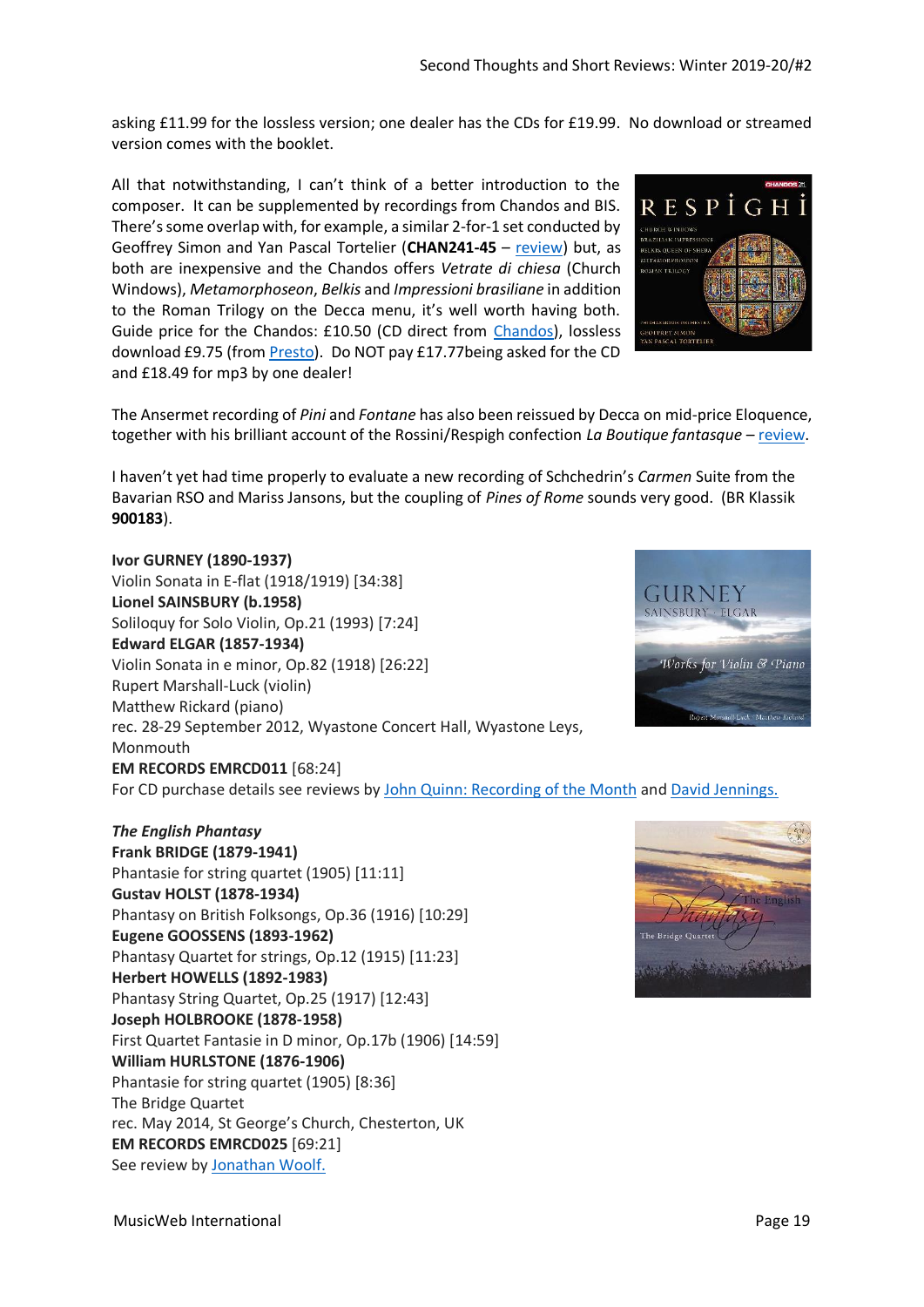asking £11.99 for the lossless version; one dealer has the CDs for £19.99. No download or streamed version comes with the booklet.

All that notwithstanding, I can't think of a better introduction to the composer. It can be supplemented by recordings from Chandos and BIS. There's some overlap with, for example, a similar 2-for-1 set conducted by Geoffrey Simon and Yan Pascal Tortelier (**CHAN241-45** – review) but, as both are inexpensive and the Chandos offers *Vetrate di chiesa* (Church Windows), *Metamorphoseon*, *Belkis* and *Impressioni brasiliane* in addition to the Roman Trilogy on the Decca menu, it's well worth having both. Guide price for the Chandos: £10.50 (CD direct from Chandos), lossless download £9.75 (from Presto). Do NOT pay £17.77being asked for the CD and £18.49 for mp3 by one dealer!

The Ansermet recording of *Pini* and *Fontane* has also been reissued by Decca on mid-price Eloquence, together with his brilliant account of the Rossini/Respigh confection *La Boutique fantasque* – review.

I haven't yet had time properly to evaluate a new recording of Schchedrin's *Carmen* Suite from the Bavarian RSO and Mariss Jansons, but the coupling of *Pines of Rome* sounds very good. (BR Klassik **900183**).

**Ivor GURNEY (1890-1937)**
Violin Sonata in E-flat (1918/1919) [34:38]
**Lionel SAINSBURY (b.1958)**
Soliloquy for Solo Violin, Op.21 (1993) [7:24]
**Edward ELGAR (1857-1934)**
Violin Sonata in e minor, Op.82 (1918) [26:22]
Rupert Marshall-Luck (violin)
Matthew Rickard (piano)
rec. 28-29 September 2012, Wyastone Concert Hall, Wyastone Leys, Monmouth
**EM RECORDS EMRCD011** [68:24]
For CD purchase details see reviews by John Quinn: Recording of the Month and David Jennings.

***The English Phantasy***
**Frank BRIDGE (1879-1941)**
Phantasie for string quartet (1905) [11:11]
**Gustav HOLST (1878-1934)**
Phantasy on British Folksongs, Op.36 (1916) [10:29]
**Eugene GOOSSENS (1893-1962)**
Phantasy Quartet for strings, Op.12 (1915) [11:23]
**Herbert HOWELLS (1892-1983)**
Phantasy String Quartet, Op.25 (1917) [12:43]
**Joseph HOLBROOKE (1878-1958)**
First Quartet Fantasie in D minor, Op.17b (1906) [14:59]
**William HURLSTONE (1876-1906)**
Phantasie for string quartet (1905) [8:36]
The Bridge Quartet
rec. May 2014, St George's Church, Chesterton, UK
**EM RECORDS EMRCD025** [69:21]
See review by Jonathan Woolf.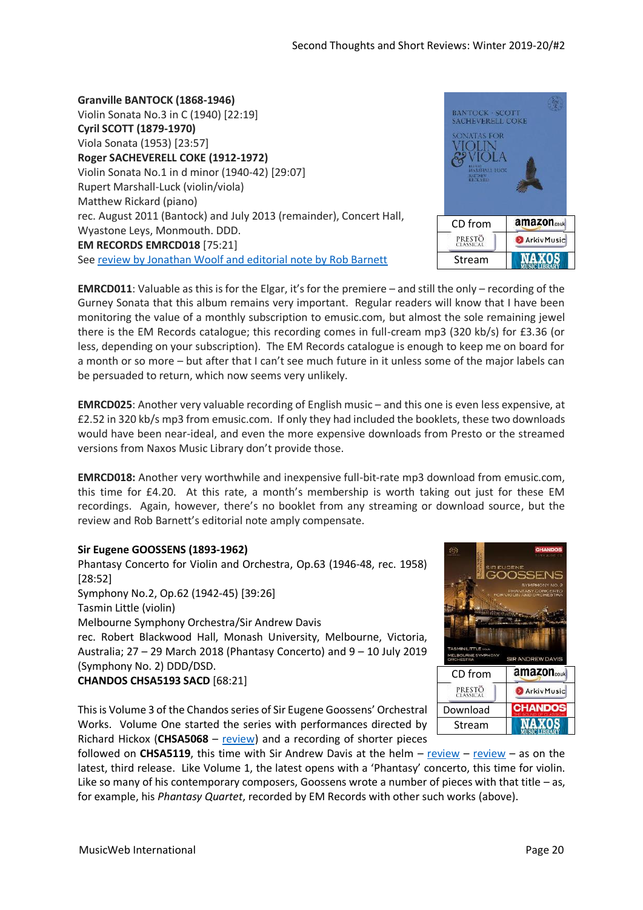**Granville BANTOCK (1868-1946)**
Violin Sonata No.3 in C (1940) [22:19]
**Cyril SCOTT (1879-1970)**
Viola Sonata (1953) [23:57]
**Roger SACHEVERELL COKE (1912-1972)**
Violin Sonata No.1 in d minor (1940-42) [29:07]
Rupert Marshall-Luck (violin/viola)
Matthew Rickard (piano)
rec. August 2011 (Bantock) and July 2013 (remainder), Concert Hall, Wyastone Leys, Monmouth. DDD.
**EM RECORDS EMRCD018** [75:21]
See review by Jonathan Woolf and editorial note by Rob Barnett

| | |
|---|---|
| CD from | amazon.co.uk |
| PRESTO CLASSICAL | ArkivMusic |
| Stream | NAXOS MUSIC LIBRARY |

**EMRCD011**: Valuable as this is for the Elgar, it's for the premiere – and still the only – recording of the Gurney Sonata that this album remains very important. Regular readers will know that I have been monitoring the value of a monthly subscription to emusic.com, but almost the sole remaining jewel there is the EM Records catalogue; this recording comes in full-cream mp3 (320 kb/s) for £3.36 (or less, depending on your subscription). The EM Records catalogue is enough to keep me on board for a month or so more – but after that I can't see much future in it unless some of the major labels can be persuaded to return, which now seems very unlikely.

**EMRCD025**: Another very valuable recording of English music – and this one is even less expensive, at £2.52 in 320 kb/s mp3 from emusic.com. If only they had included the booklets, these two downloads would have been near-ideal, and even the more expensive downloads from Presto or the streamed versions from Naxos Music Library don't provide those.

**EMRCD018:** Another very worthwhile and inexpensive full-bit-rate mp3 download from emusic.com, this time for £4.20. At this rate, a month's membership is worth taking out just for these EM recordings. Again, however, there's no booklet from any streaming or download source, but the review and Rob Barnett's editorial note amply compensate.

**Sir Eugene GOOSSENS (1893-1962)**
Phantasy Concerto for Violin and Orchestra, Op.63 (1946-48, rec. 1958) [28:52]
Symphony No.2, Op.62 (1942-45) [39:26]
Tasmin Little (violin)
Melbourne Symphony Orchestra/Sir Andrew Davis
rec. Robert Blackwood Hall, Monash University, Melbourne, Victoria, Australia; 27 – 29 March 2018 (Phantasy Concerto) and 9 – 10 July 2019 (Symphony No. 2) DDD/DSD.
**CHANDOS CHSA5193 SACD** [68:21]

| | |
|---|---|
| CD from | amazon.co.uk |
| PRESTO CLASSICAL | ArkivMusic |
| Download | CHANDOS |
| Stream | NAXOS MUSIC LIBRARY |

This is Volume 3 of the Chandos series of Sir Eugene Goossens' Orchestral Works. Volume One started the series with performances directed by Richard Hickox (**CHSA5068** – review) and a recording of shorter pieces followed on **CHSA5119**, this time with Sir Andrew Davis at the helm – review – review – as on the latest, third release. Like Volume 1, the latest opens with a 'Phantasy' concerto, this time for violin. Like so many of his contemporary composers, Goossens wrote a number of pieces with that title – as, for example, his *Phantasy Quartet*, recorded by EM Records with other such works (above).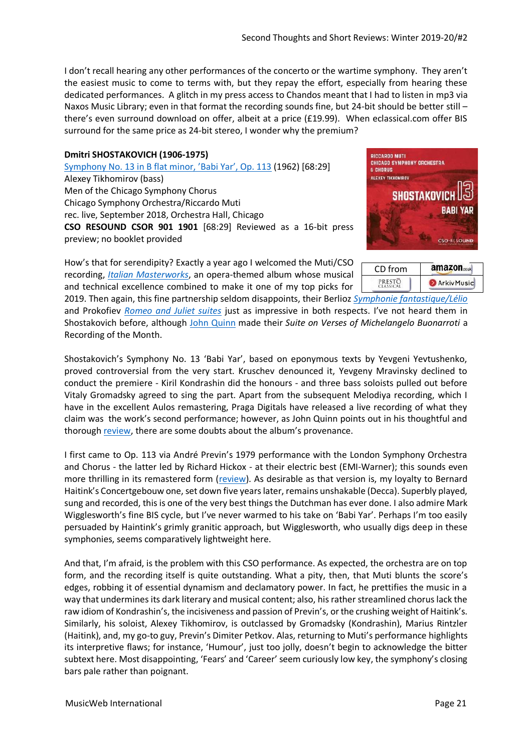I don't recall hearing any other performances of the concerto or the wartime symphony. They aren't the easiest music to come to terms with, but they repay the effort, especially from hearing these dedicated performances. A glitch in my press access to Chandos meant that I had to listen in mp3 via Naxos Music Library; even in that format the recording sounds fine, but 24-bit should be better still – there's even surround download on offer, albeit at a price (£19.99). When eclassical.com offer BIS surround for the same price as 24-bit stereo, I wonder why the premium?

**Dmitri SHOSTAKOVICH (1906-1975)**
Symphony No. 13 in B flat minor, 'Babi Yar', Op. 113 (1962) [68:29]
Alexey Tikhomirov (bass)
Men of the Chicago Symphony Chorus
Chicago Symphony Orchestra/Riccardo Muti
rec. live, September 2018, Orchestra Hall, Chicago
**CSO RESOUND CSOR 901 1901** [68:29] Reviewed as a 16-bit press preview; no booklet provided

How's that for serendipity? Exactly a year ago I welcomed the Muti/CSO recording, *Italian Masterworks*, an opera-themed album whose musical and technical excellence combined to make it one of my top picks for 2019. Then again, this fine partnership seldom disappoints, their Berlioz *Symphonie fantastique/Lélio* and Prokofiev *Romeo and Juliet suites* just as impressive in both respects. I've not heard them in Shostakovich before, although John Quinn made their *Suite on Verses of Michelangelo Buonarroti* a Recording of the Month.

Shostakovich's Symphony No. 13 'Babi Yar', based on eponymous texts by Yevgeni Yevtushenko, proved controversial from the very start. Kruschev denounced it, Yevgeny Mravinsky declined to conduct the premiere - Kiril Kondrashin did the honours - and three bass soloists pulled out before Vitaly Gromadsky agreed to sing the part. Apart from the subsequent Melodiya recording, which I have in the excellent Aulos remastering, Praga Digitals have released a live recording of what they claim was the work's second performance; however, as John Quinn points out in his thoughtful and thorough review, there are some doubts about the album's provenance.

I first came to Op. 113 via André Previn's 1979 performance with the London Symphony Orchestra and Chorus - the latter led by Richard Hickox - at their electric best (EMI-Warner); this sounds even more thrilling in its remastered form (review). As desirable as that version is, my loyalty to Bernard Haitink's Concertgebouw one, set down five years later, remains unshakable (Decca). Superbly played, sung and recorded, this is one of the very best things the Dutchman has ever done. I also admire Mark Wigglesworth's fine BIS cycle, but I've never warmed to his take on 'Babi Yar'. Perhaps I'm too easily persuaded by Haintink's grimly granitic approach, but Wigglesworth, who usually digs deep in these symphonies, seems comparatively lightweight here.

And that, I'm afraid, is the problem with this CSO performance. As expected, the orchestra are on top form, and the recording itself is quite outstanding. What a pity, then, that Muti blunts the score's edges, robbing it of essential dynamism and declamatory power. In fact, he prettifies the music in a way that undermines its dark literary and musical content; also, his rather streamlined chorus lack the raw idiom of Kondrashin's, the incisiveness and passion of Previn's, or the crushing weight of Haitink's. Similarly, his soloist, Alexey Tikhomirov, is outclassed by Gromadsky (Kondrashin), Marius Rintzler (Haitink), and, my go-to guy, Previn's Dimiter Petkov. Alas, returning to Muti's performance highlights its interpretive flaws; for instance, 'Humour', just too jolly, doesn't begin to acknowledge the bitter subtext here. Most disappointing, 'Fears' and 'Career' seem curiously low key, the symphony's closing bars pale rather than poignant.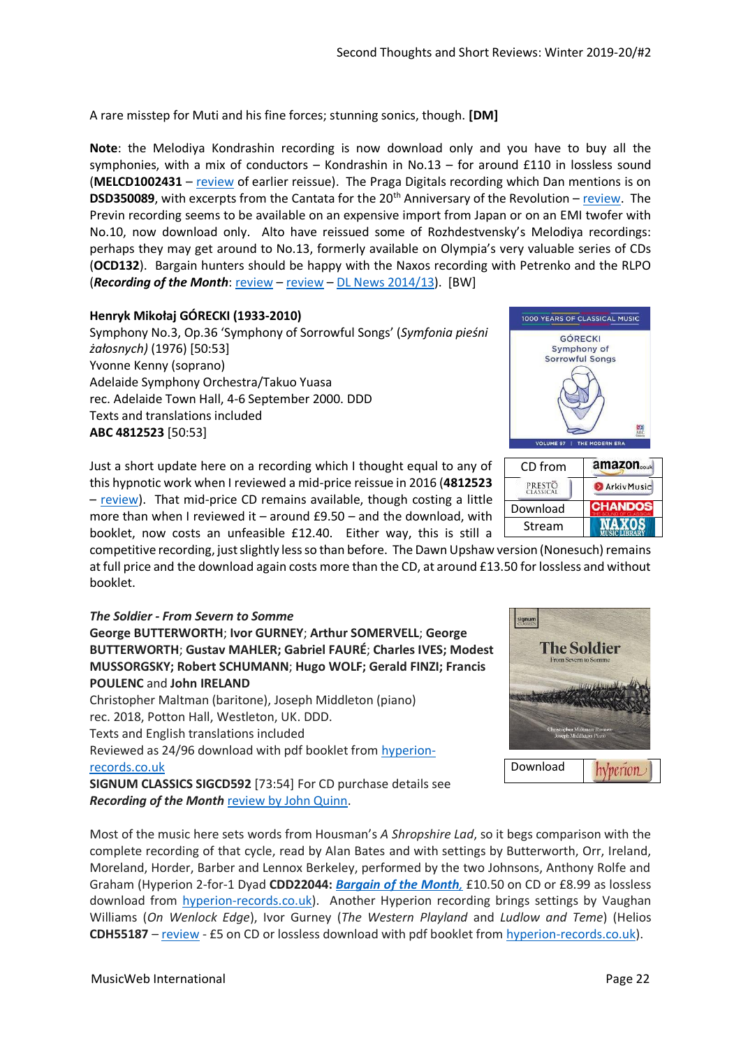A rare misstep for Muti and his fine forces; stunning sonics, though. **[DM]**

**Note**: the Melodiya Kondrashin recording is now download only and you have to buy all the symphonies, with a mix of conductors – Kondrashin in No.13 – for around £110 in lossless sound (**MELCD1002431** – review of earlier reissue). The Praga Digitals recording which Dan mentions is on **DSD350089**, with excerpts from the Cantata for the 20th Anniversary of the Revolution – review. The Previn recording seems to be available on an expensive import from Japan or on an EMI twofer with No.10, now download only. Alto have reissued some of Rozhdestvensky's Melodiya recordings: perhaps they may get around to No.13, formerly available on Olympia's very valuable series of CDs (**OCD132**). Bargain hunters should be happy with the Naxos recording with Petrenko and the RLPO (***Recording of the Month***: review – review – DL News 2014/13). [BW]

**Henryk Mikołaj GÓRECKI (1933-2010)**
Symphony No.3, Op.36 'Symphony of Sorrowful Songs' (*Symfonia pieśni żałosnych)* (1976) [50:53]
Yvonne Kenny (soprano)
Adelaide Symphony Orchestra/Takuo Yuasa
rec. Adelaide Town Hall, 4-6 September 2000. DDD
Texts and translations included
**ABC 4812523** [50:53]

| | |
|---|---|
| CD from | amazon.co.uk |
| Presto Classical | ArkivMusic |
| Download | Chandos |
| Stream | Naxos Music Library |

Just a short update here on a recording which I thought equal to any of this hypnotic work when I reviewed a mid-price reissue in 2016 (**4812523** – review). That mid-price CD remains available, though costing a little more than when I reviewed it – around £9.50 – and the download, with booklet, now costs an unfeasible £12.40. Either way, this is still a competitive recording, just slightly less so than before. The Dawn Upshaw version (Nonesuch) remains at full price and the download again costs more than the CD, at around £13.50 for lossless and without booklet.

***The Soldier - From Severn to Somme***
**George BUTTERWORTH**; **Ivor GURNEY**; **Arthur SOMERVELL**; **George BUTTERWORTH**; **Gustav MAHLER; Gabriel FAURÉ**; **Charles IVES; Modest MUSSORGSKY; Robert SCHUMANN**; **Hugo WOLF; Gerald FINZI; Francis POULENC** and **John IRELAND**
Christopher Maltman (baritone), Joseph Middleton (piano)
rec. 2018, Potton Hall, Westleton, UK. DDD.
Texts and English translations included
Reviewed as 24/96 download with pdf booklet from hyperion-records.co.uk
**SIGNUM CLASSICS SIGCD592** [73:54] For CD purchase details see ***Recording of the Month*** review by John Quinn.

| | |
|---|---|
| Download | hyperion |

Most of the music here sets words from Housman's *A Shropshire Lad*, so it begs comparison with the complete recording of that cycle, read by Alan Bates and with settings by Butterworth, Orr, Ireland, Moreland, Horder, Barber and Lennox Berkeley, performed by the two Johnsons, Anthony Rolfe and Graham (Hyperion 2-for-1 Dyad **CDD22044:** ***Bargain of the Month,*** £10.50 on CD or £8.99 as lossless download from hyperion-records.co.uk). Another Hyperion recording brings settings by Vaughan Williams (*On Wenlock Edge*), Ivor Gurney (*The Western Playland* and *Ludlow and Teme*) (Helios **CDH55187** – review - £5 on CD or lossless download with pdf booklet from hyperion-records.co.uk).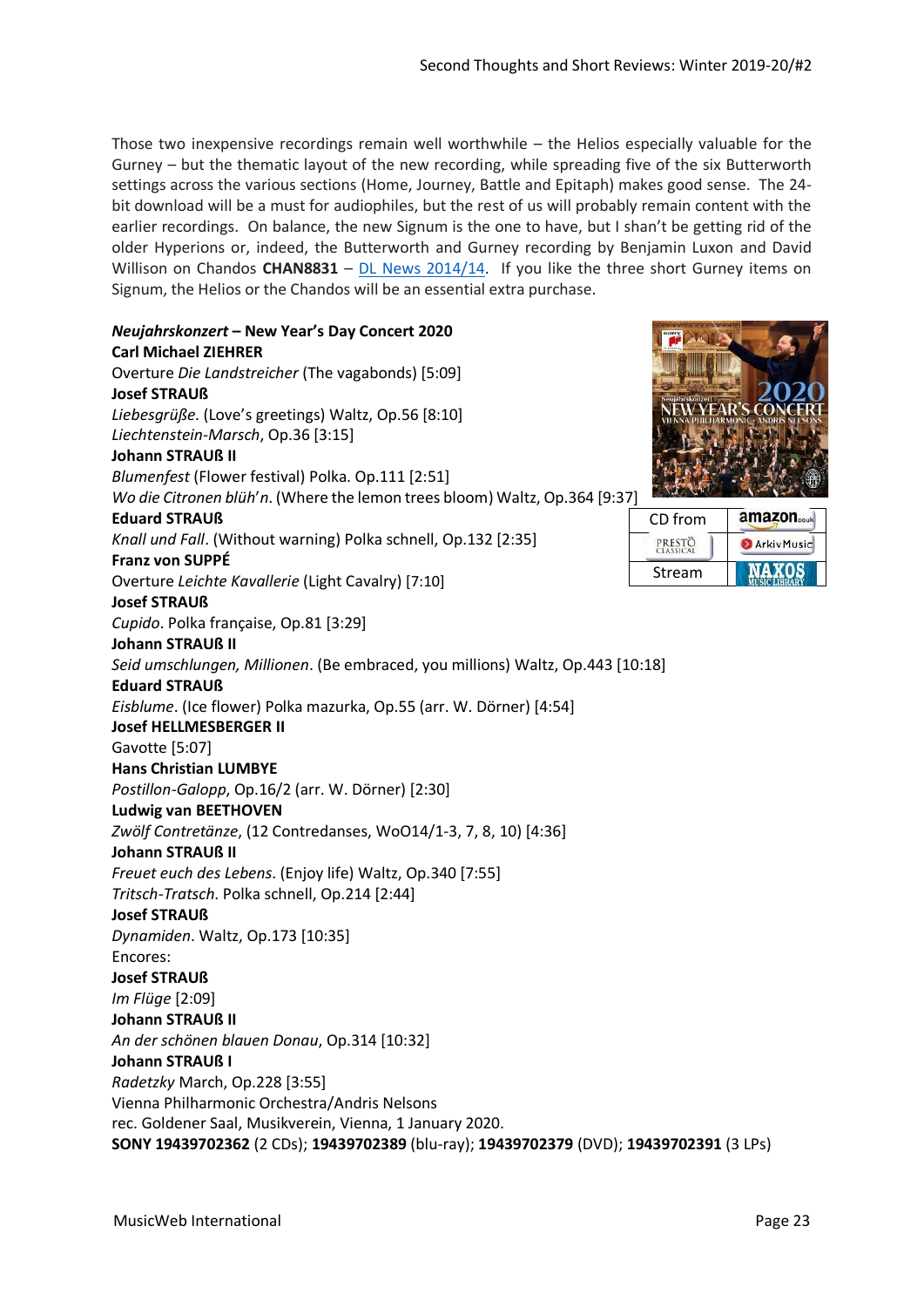Those two inexpensive recordings remain well worthwhile – the Helios especially valuable for the Gurney – but the thematic layout of the new recording, while spreading five of the six Butterworth settings across the various sections (Home, Journey, Battle and Epitaph) makes good sense. The 24-bit download will be a must for audiophiles, but the rest of us will probably remain content with the earlier recordings. On balance, the new Signum is the one to have, but I shan't be getting rid of the older Hyperions or, indeed, the Butterworth and Gurney recording by Benjamin Luxon and David Willison on Chandos **CHAN8831** – DL News 2014/14. If you like the three short Gurney items on Signum, the Helios or the Chandos will be an essential extra purchase.

***Neujahrskonzert* – New Year's Day Concert 2020**
**Carl Michael ZIEHRER**
Overture *Die Landstreicher* (The vagabonds) [5:09]
**Josef STRAUß**
*Liebesgrüße*. (Love's greetings) Waltz, Op.56 [8:10]
*Liechtenstein-Marsch*, Op.36 [3:15]
**Johann STRAUß II**
*Blumenfest* (Flower festival) Polka. Op.111 [2:51]
*Wo die Citronen blüh'n*. (Where the lemon trees bloom) Waltz, Op.364 [9:37]
**Eduard STRAUß**
*Knall und Fall*. (Without warning) Polka schnell, Op.132 [2:35]
**Franz von SUPPÉ**
Overture *Leichte Kavallerie* (Light Cavalry) [7:10]
**Josef STRAUß**
*Cupido*. Polka française, Op.81 [3:29]
**Johann STRAUß II**
*Seid umschlungen, Millionen*. (Be embraced, you millions) Waltz, Op.443 [10:18]
**Eduard STRAUß**
*Eisblume*. (Ice flower) Polka mazurka, Op.55 (arr. W. Dörner) [4:54]
**Josef HELLMESBERGER II**
Gavotte [5:07]
**Hans Christian LUMBYE**
*Postillon-Galopp*, Op.16/2 (arr. W. Dörner) [2:30]
**Ludwig van BEETHOVEN**
*Zwölf Contretänze*, (12 Contredanses, WoO14/1-3, 7, 8, 10) [4:36]
**Johann STRAUß II**
*Freuet euch des Lebens*. (Enjoy life) Waltz, Op.340 [7:55]
*Tritsch-Tratsch*. Polka schnell, Op.214 [2:44]
**Josef STRAUß**
*Dynamiden*. Waltz, Op.173 [10:35]
Encores:
**Josef STRAUß**
*Im Flüge* [2:09]
**Johann STRAUß II**
*An der schönen blauen Donau*, Op.314 [10:32]
**Johann STRAUß I**
*Radetzky* March, Op.228 [3:55]
Vienna Philharmonic Orchestra/Andris Nelsons
rec. Goldener Saal, Musikverein, Vienna, 1 January 2020.
**SONY 19439702362** (2 CDs); **19439702389** (blu-ray); **19439702379** (DVD); **19439702391** (3 LPs)

| | |
|---|---|
| CD from | amazon.co.uk |
| PRESTO CLASSICAL | ArkivMusic |
| Stream | NAXOS MUSIC LIBRARY |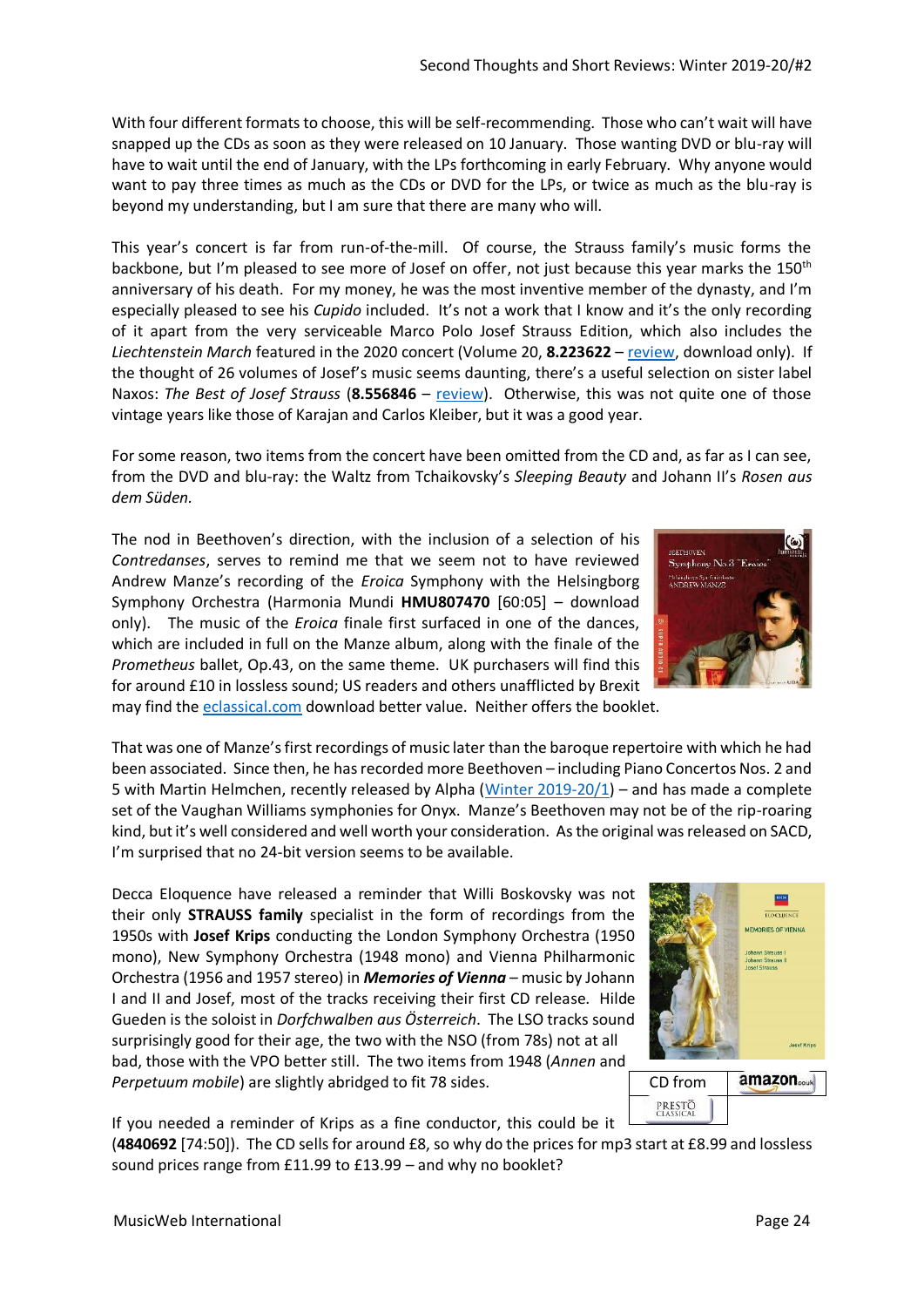With four different formats to choose, this will be self-recommending. Those who can't wait will have snapped up the CDs as soon as they were released on 10 January. Those wanting DVD or blu-ray will have to wait until the end of January, with the LPs forthcoming in early February. Why anyone would want to pay three times as much as the CDs or DVD for the LPs, or twice as much as the blu-ray is beyond my understanding, but I am sure that there are many who will.

This year's concert is far from run-of-the-mill. Of course, the Strauss family's music forms the backbone, but I'm pleased to see more of Josef on offer, not just because this year marks the 150th anniversary of his death. For my money, he was the most inventive member of the dynasty, and I'm especially pleased to see his *Cupido* included. It's not a work that I know and it's the only recording of it apart from the very serviceable Marco Polo Josef Strauss Edition, which also includes the *Liechtenstein March* featured in the 2020 concert (Volume 20, **8.223622** – review, download only). If the thought of 26 volumes of Josef's music seems daunting, there's a useful selection on sister label Naxos: *The Best of Josef Strauss* (**8.556846** – review). Otherwise, this was not quite one of those vintage years like those of Karajan and Carlos Kleiber, but it was a good year.

For some reason, two items from the concert have been omitted from the CD and, as far as I can see, from the DVD and blu-ray: the Waltz from Tchaikovsky's *Sleeping Beauty* and Johann II's *Rosen aus dem Süden.*

The nod in Beethoven's direction, with the inclusion of a selection of his *Contredanses*, serves to remind me that we seem not to have reviewed Andrew Manze's recording of the *Eroica* Symphony with the Helsingborg Symphony Orchestra (Harmonia Mundi **HMU807470** [60:05] – download only). The music of the *Eroica* finale first surfaced in one of the dances, which are included in full on the Manze album, along with the finale of the *Prometheus* ballet, Op.43, on the same theme. UK purchasers will find this for around £10 in lossless sound; US readers and others unafflicted by Brexit may find the eclassical.com download better value. Neither offers the booklet.

That was one of Manze's first recordings of music later than the baroque repertoire with which he had been associated. Since then, he has recorded more Beethoven – including Piano Concertos Nos. 2 and 5 with Martin Helmchen, recently released by Alpha (Winter 2019-20/1) – and has made a complete set of the Vaughan Williams symphonies for Onyx. Manze's Beethoven may not be of the rip-roaring kind, but it's well considered and well worth your consideration. As the original was released on SACD, I'm surprised that no 24-bit version seems to be available.

Decca Eloquence have released a reminder that Willi Boskovsky was not their only **STRAUSS family** specialist in the form of recordings from the 1950s with **Josef Krips** conducting the London Symphony Orchestra (1950 mono), New Symphony Orchestra (1948 mono) and Vienna Philharmonic Orchestra (1956 and 1957 stereo) in ***Memories of Vienna*** – music by Johann I and II and Josef, most of the tracks receiving their first CD release. Hilde Gueden is the soloist in *Dorfchwalben aus Österreich*. The LSO tracks sound surprisingly good for their age, the two with the NSO (from 78s) not at all bad, those with the VPO better still. The two items from 1948 (*Annen* and *Perpetuum mobile*) are slightly abridged to fit 78 sides.

| CD from | amazon.co.uk |
|---|---|
| PRESTO CLASSICAL | |

If you needed a reminder of Krips as a fine conductor, this could be it (**4840692** [74:50]). The CD sells for around £8, so why do the prices for mp3 start at £8.99 and lossless sound prices range from £11.99 to £13.99 – and why no booklet?